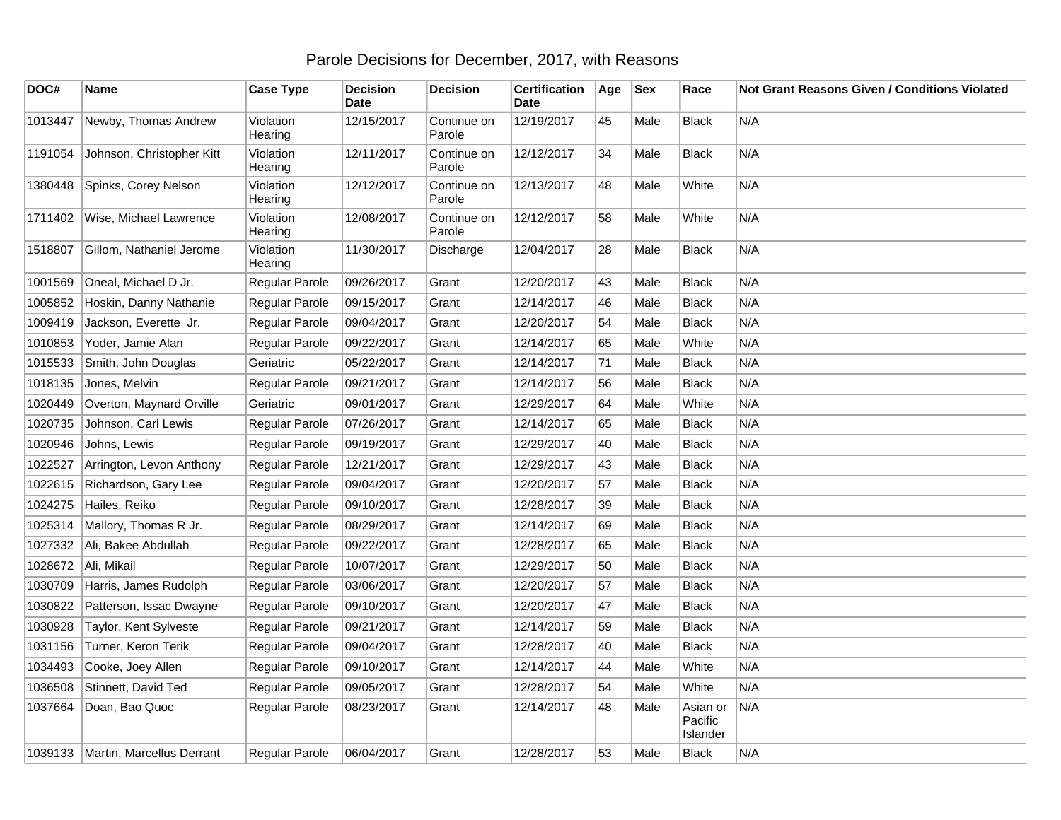# Parole Decisions for December, 2017, with Reasons

| DOC# | Name | Case Type | Decision Date | Decision | Certification Date | Age | Sex | Race | Not Grant Reasons Given / Conditions Violated |
|---|---|---|---|---|---|---|---|---|---|
| 1013447 | Newby, Thomas Andrew | Violation Hearing | 12/15/2017 | Continue on Parole | 12/19/2017 | 45 | Male | Black | N/A |
| 1191054 | Johnson, Christopher Kitt | Violation Hearing | 12/11/2017 | Continue on Parole | 12/12/2017 | 34 | Male | Black | N/A |
| 1380448 | Spinks, Corey Nelson | Violation Hearing | 12/12/2017 | Continue on Parole | 12/13/2017 | 48 | Male | White | N/A |
| 1711402 | Wise, Michael Lawrence | Violation Hearing | 12/08/2017 | Continue on Parole | 12/12/2017 | 58 | Male | White | N/A |
| 1518807 | Gillom, Nathaniel Jerome | Violation Hearing | 11/30/2017 | Discharge | 12/04/2017 | 28 | Male | Black | N/A |
| 1001569 | Oneal, Michael D Jr. | Regular Parole | 09/26/2017 | Grant | 12/20/2017 | 43 | Male | Black | N/A |
| 1005852 | Hoskin, Danny Nathanie | Regular Parole | 09/15/2017 | Grant | 12/14/2017 | 46 | Male | Black | N/A |
| 1009419 | Jackson, Everette Jr. | Regular Parole | 09/04/2017 | Grant | 12/20/2017 | 54 | Male | Black | N/A |
| 1010853 | Yoder, Jamie Alan | Regular Parole | 09/22/2017 | Grant | 12/14/2017 | 65 | Male | White | N/A |
| 1015533 | Smith, John Douglas | Geriatric | 05/22/2017 | Grant | 12/14/2017 | 71 | Male | Black | N/A |
| 1018135 | Jones, Melvin | Regular Parole | 09/21/2017 | Grant | 12/14/2017 | 56 | Male | Black | N/A |
| 1020449 | Overton, Maynard Orville | Geriatric | 09/01/2017 | Grant | 12/29/2017 | 64 | Male | White | N/A |
| 1020735 | Johnson, Carl Lewis | Regular Parole | 07/26/2017 | Grant | 12/14/2017 | 65 | Male | Black | N/A |
| 1020946 | Johns, Lewis | Regular Parole | 09/19/2017 | Grant | 12/29/2017 | 40 | Male | Black | N/A |
| 1022527 | Arrington, Levon Anthony | Regular Parole | 12/21/2017 | Grant | 12/29/2017 | 43 | Male | Black | N/A |
| 1022615 | Richardson, Gary Lee | Regular Parole | 09/04/2017 | Grant | 12/20/2017 | 57 | Male | Black | N/A |
| 1024275 | Hailes, Reiko | Regular Parole | 09/10/2017 | Grant | 12/28/2017 | 39 | Male | Black | N/A |
| 1025314 | Mallory, Thomas R Jr. | Regular Parole | 08/29/2017 | Grant | 12/14/2017 | 69 | Male | Black | N/A |
| 1027332 | Ali, Bakee Abdullah | Regular Parole | 09/22/2017 | Grant | 12/28/2017 | 65 | Male | Black | N/A |
| 1028672 | Ali, Mikail | Regular Parole | 10/07/2017 | Grant | 12/29/2017 | 50 | Male | Black | N/A |
| 1030709 | Harris, James Rudolph | Regular Parole | 03/06/2017 | Grant | 12/20/2017 | 57 | Male | Black | N/A |
| 1030822 | Patterson, Issac Dwayne | Regular Parole | 09/10/2017 | Grant | 12/20/2017 | 47 | Male | Black | N/A |
| 1030928 | Taylor, Kent Sylveste | Regular Parole | 09/21/2017 | Grant | 12/14/2017 | 59 | Male | Black | N/A |
| 1031156 | Turner, Keron Terik | Regular Parole | 09/04/2017 | Grant | 12/28/2017 | 40 | Male | Black | N/A |
| 1034493 | Cooke, Joey Allen | Regular Parole | 09/10/2017 | Grant | 12/14/2017 | 44 | Male | White | N/A |
| 1036508 | Stinnett, David Ted | Regular Parole | 09/05/2017 | Grant | 12/28/2017 | 54 | Male | White | N/A |
| 1037664 | Doan, Bao Quoc | Regular Parole | 08/23/2017 | Grant | 12/14/2017 | 48 | Male | Asian or Pacific Islander | N/A |
| 1039133 | Martin, Marcellus Derrant | Regular Parole | 06/04/2017 | Grant | 12/28/2017 | 53 | Male | Black | N/A |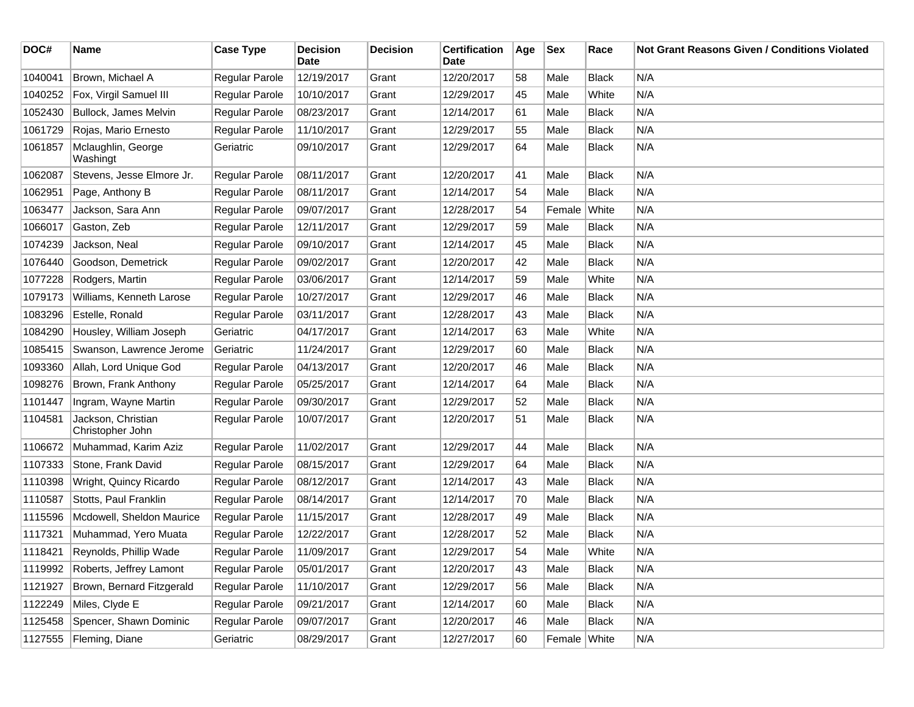| DOC# | Name | Case Type | Decision Date | Decision | Certification Date | Age | Sex | Race | Not Grant Reasons Given / Conditions Violated |
|---|---|---|---|---|---|---|---|---|---|
| 1040041 | Brown, Michael A | Regular Parole | 12/19/2017 | Grant | 12/20/2017 | 58 | Male | Black | N/A |
| 1040252 | Fox, Virgil Samuel III | Regular Parole | 10/10/2017 | Grant | 12/29/2017 | 45 | Male | White | N/A |
| 1052430 | Bullock, James Melvin | Regular Parole | 08/23/2017 | Grant | 12/14/2017 | 61 | Male | Black | N/A |
| 1061729 | Rojas, Mario Ernesto | Regular Parole | 11/10/2017 | Grant | 12/29/2017 | 55 | Male | Black | N/A |
| 1061857 | Mclaughlin, George Washingt | Geriatric | 09/10/2017 | Grant | 12/29/2017 | 64 | Male | Black | N/A |
| 1062087 | Stevens, Jesse Elmore Jr. | Regular Parole | 08/11/2017 | Grant | 12/20/2017 | 41 | Male | Black | N/A |
| 1062951 | Page, Anthony B | Regular Parole | 08/11/2017 | Grant | 12/14/2017 | 54 | Male | Black | N/A |
| 1063477 | Jackson, Sara Ann | Regular Parole | 09/07/2017 | Grant | 12/28/2017 | 54 | Female | White | N/A |
| 1066017 | Gaston, Zeb | Regular Parole | 12/11/2017 | Grant | 12/29/2017 | 59 | Male | Black | N/A |
| 1074239 | Jackson, Neal | Regular Parole | 09/10/2017 | Grant | 12/14/2017 | 45 | Male | Black | N/A |
| 1076440 | Goodson, Demetrick | Regular Parole | 09/02/2017 | Grant | 12/20/2017 | 42 | Male | Black | N/A |
| 1077228 | Rodgers, Martin | Regular Parole | 03/06/2017 | Grant | 12/14/2017 | 59 | Male | White | N/A |
| 1079173 | Williams, Kenneth Larose | Regular Parole | 10/27/2017 | Grant | 12/29/2017 | 46 | Male | Black | N/A |
| 1083296 | Estelle, Ronald | Regular Parole | 03/11/2017 | Grant | 12/28/2017 | 43 | Male | Black | N/A |
| 1084290 | Housley, William Joseph | Geriatric | 04/17/2017 | Grant | 12/14/2017 | 63 | Male | White | N/A |
| 1085415 | Swanson, Lawrence Jerome | Geriatric | 11/24/2017 | Grant | 12/29/2017 | 60 | Male | Black | N/A |
| 1093360 | Allah, Lord Unique God | Regular Parole | 04/13/2017 | Grant | 12/20/2017 | 46 | Male | Black | N/A |
| 1098276 | Brown, Frank Anthony | Regular Parole | 05/25/2017 | Grant | 12/14/2017 | 64 | Male | Black | N/A |
| 1101447 | Ingram, Wayne Martin | Regular Parole | 09/30/2017 | Grant | 12/29/2017 | 52 | Male | Black | N/A |
| 1104581 | Jackson, Christian Christopher John | Regular Parole | 10/07/2017 | Grant | 12/20/2017 | 51 | Male | Black | N/A |
| 1106672 | Muhammad, Karim Aziz | Regular Parole | 11/02/2017 | Grant | 12/29/2017 | 44 | Male | Black | N/A |
| 1107333 | Stone, Frank David | Regular Parole | 08/15/2017 | Grant | 12/29/2017 | 64 | Male | Black | N/A |
| 1110398 | Wright, Quincy Ricardo | Regular Parole | 08/12/2017 | Grant | 12/14/2017 | 43 | Male | Black | N/A |
| 1110587 | Stotts, Paul Franklin | Regular Parole | 08/14/2017 | Grant | 12/14/2017 | 70 | Male | Black | N/A |
| 1115596 | Mcdowell, Sheldon Maurice | Regular Parole | 11/15/2017 | Grant | 12/28/2017 | 49 | Male | Black | N/A |
| 1117321 | Muhammad, Yero Muata | Regular Parole | 12/22/2017 | Grant | 12/28/2017 | 52 | Male | Black | N/A |
| 1118421 | Reynolds, Phillip Wade | Regular Parole | 11/09/2017 | Grant | 12/29/2017 | 54 | Male | White | N/A |
| 1119992 | Roberts, Jeffrey Lamont | Regular Parole | 05/01/2017 | Grant | 12/20/2017 | 43 | Male | Black | N/A |
| 1121927 | Brown, Bernard Fitzgerald | Regular Parole | 11/10/2017 | Grant | 12/29/2017 | 56 | Male | Black | N/A |
| 1122249 | Miles, Clyde E | Regular Parole | 09/21/2017 | Grant | 12/14/2017 | 60 | Male | Black | N/A |
| 1125458 | Spencer, Shawn Dominic | Regular Parole | 09/07/2017 | Grant | 12/20/2017 | 46 | Male | Black | N/A |
| 1127555 | Fleming, Diane | Geriatric | 08/29/2017 | Grant | 12/27/2017 | 60 | Female | White | N/A |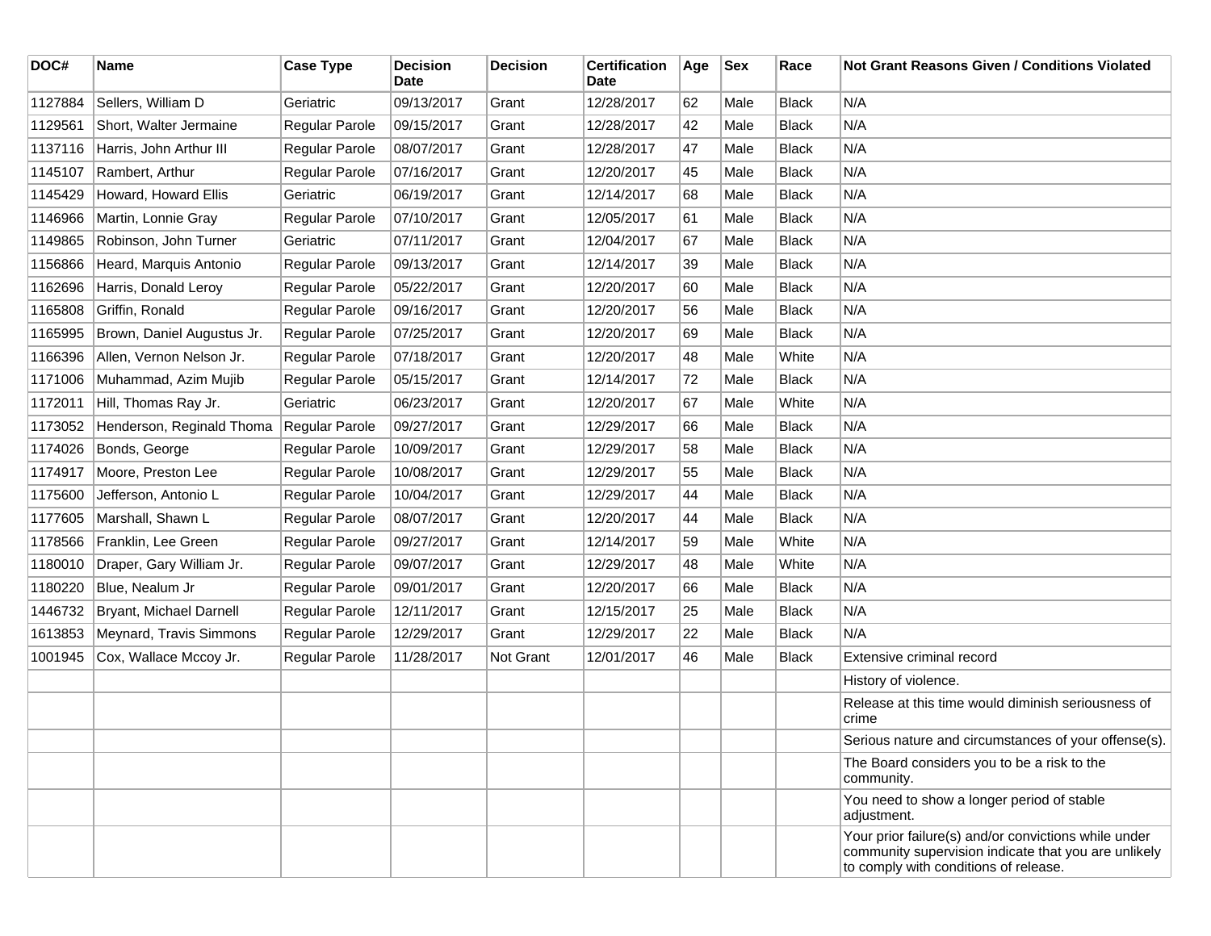| DOC# | Name | Case Type | Decision Date | Decision | Certification Date | Age | Sex | Race | Not Grant Reasons Given / Conditions Violated |
| --- | --- | --- | --- | --- | --- | --- | --- | --- | --- |
| 1127884 | Sellers, William D | Geriatric | 09/13/2017 | Grant | 12/28/2017 | 62 | Male | Black | N/A |
| 1129561 | Short, Walter Jermaine | Regular Parole | 09/15/2017 | Grant | 12/28/2017 | 42 | Male | Black | N/A |
| 1137116 | Harris, John Arthur III | Regular Parole | 08/07/2017 | Grant | 12/28/2017 | 47 | Male | Black | N/A |
| 1145107 | Rambert, Arthur | Regular Parole | 07/16/2017 | Grant | 12/20/2017 | 45 | Male | Black | N/A |
| 1145429 | Howard, Howard Ellis | Geriatric | 06/19/2017 | Grant | 12/14/2017 | 68 | Male | Black | N/A |
| 1146966 | Martin, Lonnie Gray | Regular Parole | 07/10/2017 | Grant | 12/05/2017 | 61 | Male | Black | N/A |
| 1149865 | Robinson, John Turner | Geriatric | 07/11/2017 | Grant | 12/04/2017 | 67 | Male | Black | N/A |
| 1156866 | Heard, Marquis Antonio | Regular Parole | 09/13/2017 | Grant | 12/14/2017 | 39 | Male | Black | N/A |
| 1162696 | Harris, Donald Leroy | Regular Parole | 05/22/2017 | Grant | 12/20/2017 | 60 | Male | Black | N/A |
| 1165808 | Griffin, Ronald | Regular Parole | 09/16/2017 | Grant | 12/20/2017 | 56 | Male | Black | N/A |
| 1165995 | Brown, Daniel Augustus Jr. | Regular Parole | 07/25/2017 | Grant | 12/20/2017 | 69 | Male | Black | N/A |
| 1166396 | Allen, Vernon Nelson Jr. | Regular Parole | 07/18/2017 | Grant | 12/20/2017 | 48 | Male | White | N/A |
| 1171006 | Muhammad, Azim Mujib | Regular Parole | 05/15/2017 | Grant | 12/14/2017 | 72 | Male | Black | N/A |
| 1172011 | Hill, Thomas Ray Jr. | Geriatric | 06/23/2017 | Grant | 12/20/2017 | 67 | Male | White | N/A |
| 1173052 | Henderson, Reginald Thoma | Regular Parole | 09/27/2017 | Grant | 12/29/2017 | 66 | Male | Black | N/A |
| 1174026 | Bonds, George | Regular Parole | 10/09/2017 | Grant | 12/29/2017 | 58 | Male | Black | N/A |
| 1174917 | Moore, Preston Lee | Regular Parole | 10/08/2017 | Grant | 12/29/2017 | 55 | Male | Black | N/A |
| 1175600 | Jefferson, Antonio L | Regular Parole | 10/04/2017 | Grant | 12/29/2017 | 44 | Male | Black | N/A |
| 1177605 | Marshall, Shawn L | Regular Parole | 08/07/2017 | Grant | 12/20/2017 | 44 | Male | Black | N/A |
| 1178566 | Franklin, Lee Green | Regular Parole | 09/27/2017 | Grant | 12/14/2017 | 59 | Male | White | N/A |
| 1180010 | Draper, Gary William Jr. | Regular Parole | 09/07/2017 | Grant | 12/29/2017 | 48 | Male | White | N/A |
| 1180220 | Blue, Nealum Jr | Regular Parole | 09/01/2017 | Grant | 12/20/2017 | 66 | Male | Black | N/A |
| 1446732 | Bryant, Michael Darnell | Regular Parole | 12/11/2017 | Grant | 12/15/2017 | 25 | Male | Black | N/A |
| 1613853 | Meynard, Travis Simmons | Regular Parole | 12/29/2017 | Grant | 12/29/2017 | 22 | Male | Black | N/A |
| 1001945 | Cox, Wallace Mccoy Jr. | Regular Parole | 11/28/2017 | Not Grant | 12/01/2017 | 46 | Male | Black | Extensive criminal record |
| | | | | | | | | | History of violence. |
| | | | | | | | | | Release at this time would diminish seriousness of crime |
| | | | | | | | | | Serious nature and circumstances of your offense(s). |
| | | | | | | | | | The Board considers you to be a risk to the community. |
| | | | | | | | | | You need to show a longer period of stable adjustment. |
| | | | | | | | | | Your prior failure(s) and/or convictions while under community supervision indicate that you are unlikely to comply with conditions of release. |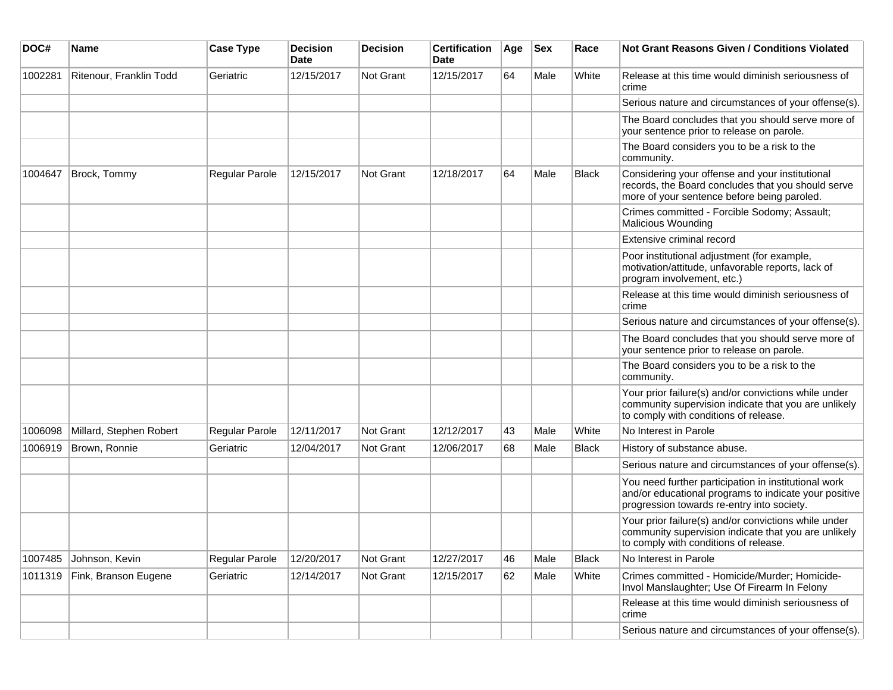| DOC# | Name | Case Type | Decision Date | Decision | Certification Date | Age | Sex | Race | Not Grant Reasons Given / Conditions Violated |
|---|---|---|---|---|---|---|---|---|---|
| 1002281 | Ritenour, Franklin Todd | Geriatric | 12/15/2017 | Not Grant | 12/15/2017 | 64 | Male | White | Release at this time would diminish seriousness of crime |
| | | | | | | | | | Serious nature and circumstances of your offense(s). |
| | | | | | | | | | The Board concludes that you should serve more of your sentence prior to release on parole. |
| | | | | | | | | | The Board considers you to be a risk to the community. |
| 1004647 | Brock, Tommy | Regular Parole | 12/15/2017 | Not Grant | 12/18/2017 | 64 | Male | Black | Considering your offense and your institutional records, the Board concludes that you should serve more of your sentence before being paroled. |
| | | | | | | | | | Crimes committed - Forcible Sodomy; Assault; Malicious Wounding |
| | | | | | | | | | Extensive criminal record |
| | | | | | | | | | Poor institutional adjustment (for example, motivation/attitude, unfavorable reports, lack of program involvement, etc.) |
| | | | | | | | | | Release at this time would diminish seriousness of crime |
| | | | | | | | | | Serious nature and circumstances of your offense(s). |
| | | | | | | | | | The Board concludes that you should serve more of your sentence prior to release on parole. |
| | | | | | | | | | The Board considers you to be a risk to the community. |
| | | | | | | | | | Your prior failure(s) and/or convictions while under community supervision indicate that you are unlikely to comply with conditions of release. |
| 1006098 | Millard, Stephen Robert | Regular Parole | 12/11/2017 | Not Grant | 12/12/2017 | 43 | Male | White | No Interest in Parole |
| 1006919 | Brown, Ronnie | Geriatric | 12/04/2017 | Not Grant | 12/06/2017 | 68 | Male | Black | History of substance abuse. |
| | | | | | | | | | Serious nature and circumstances of your offense(s). |
| | | | | | | | | | You need further participation in institutional work and/or educational programs to indicate your positive progression towards re-entry into society. |
| | | | | | | | | | Your prior failure(s) and/or convictions while under community supervision indicate that you are unlikely to comply with conditions of release. |
| 1007485 | Johnson, Kevin | Regular Parole | 12/20/2017 | Not Grant | 12/27/2017 | 46 | Male | Black | No Interest in Parole |
| 1011319 | Fink, Branson Eugene | Geriatric | 12/14/2017 | Not Grant | 12/15/2017 | 62 | Male | White | Crimes committed - Homicide/Murder; Homicide-Invol Manslaughter; Use Of Firearm In Felony |
| | | | | | | | | | Release at this time would diminish seriousness of crime |
| | | | | | | | | | Serious nature and circumstances of your offense(s). |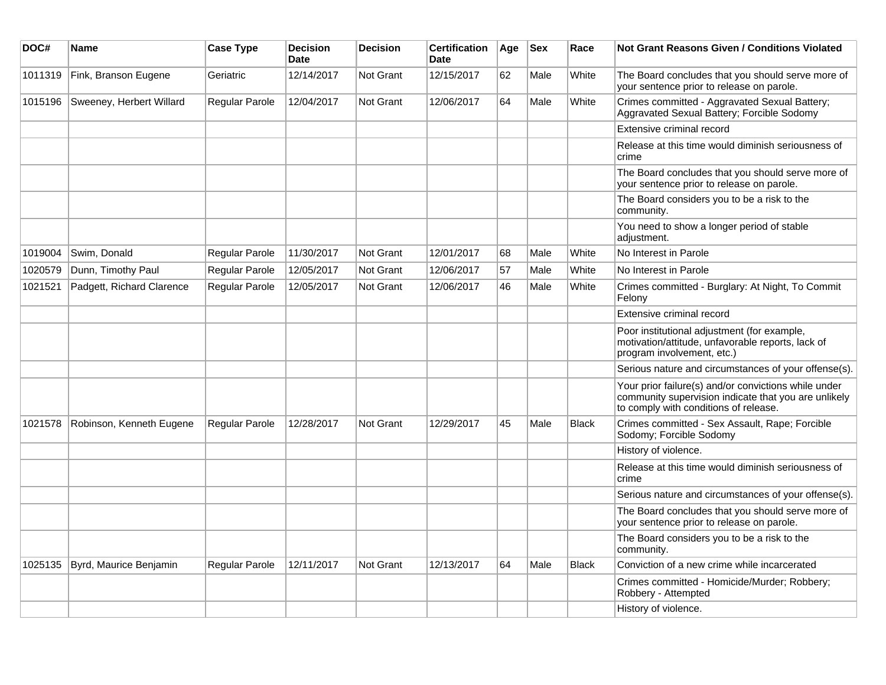| DOC# | Name | Case Type | Decision Date | Decision | Certification Date | Age | Sex | Race | Not Grant Reasons Given / Conditions Violated |
|---|---|---|---|---|---|---|---|---|---|
| 1011319 | Fink, Branson Eugene | Geriatric | 12/14/2017 | Not Grant | 12/15/2017 | 62 | Male | White | The Board concludes that you should serve more of your sentence prior to release on parole. |
| 1015196 | Sweeney, Herbert Willard | Regular Parole | 12/04/2017 | Not Grant | 12/06/2017 | 64 | Male | White | Crimes committed - Aggravated Sexual Battery; Aggravated Sexual Battery; Forcible Sodomy |
| | | | | | | | | | Extensive criminal record |
| | | | | | | | | | Release at this time would diminish seriousness of crime |
| | | | | | | | | | The Board concludes that you should serve more of your sentence prior to release on parole. |
| | | | | | | | | | The Board considers you to be a risk to the community. |
| | | | | | | | | | You need to show a longer period of stable adjustment. |
| 1019004 | Swim, Donald | Regular Parole | 11/30/2017 | Not Grant | 12/01/2017 | 68 | Male | White | No Interest in Parole |
| 1020579 | Dunn, Timothy Paul | Regular Parole | 12/05/2017 | Not Grant | 12/06/2017 | 57 | Male | White | No Interest in Parole |
| 1021521 | Padgett, Richard Clarence | Regular Parole | 12/05/2017 | Not Grant | 12/06/2017 | 46 | Male | White | Crimes committed - Burglary: At Night, To Commit Felony |
| | | | | | | | | | Extensive criminal record |
| | | | | | | | | | Poor institutional adjustment (for example, motivation/attitude, unfavorable reports, lack of program involvement, etc.) |
| | | | | | | | | | Serious nature and circumstances of your offense(s). |
| | | | | | | | | | Your prior failure(s) and/or convictions while under community supervision indicate that you are unlikely to comply with conditions of release. |
| 1021578 | Robinson, Kenneth Eugene | Regular Parole | 12/28/2017 | Not Grant | 12/29/2017 | 45 | Male | Black | Crimes committed - Sex Assault, Rape; Forcible Sodomy; Forcible Sodomy |
| | | | | | | | | | History of violence. |
| | | | | | | | | | Release at this time would diminish seriousness of crime |
| | | | | | | | | | Serious nature and circumstances of your offense(s). |
| | | | | | | | | | The Board concludes that you should serve more of your sentence prior to release on parole. |
| | | | | | | | | | The Board considers you to be a risk to the community. |
| 1025135 | Byrd, Maurice Benjamin | Regular Parole | 12/11/2017 | Not Grant | 12/13/2017 | 64 | Male | Black | Conviction of a new crime while incarcerated |
| | | | | | | | | | Crimes committed - Homicide/Murder; Robbery; Robbery - Attempted |
| | | | | | | | | | History of violence. |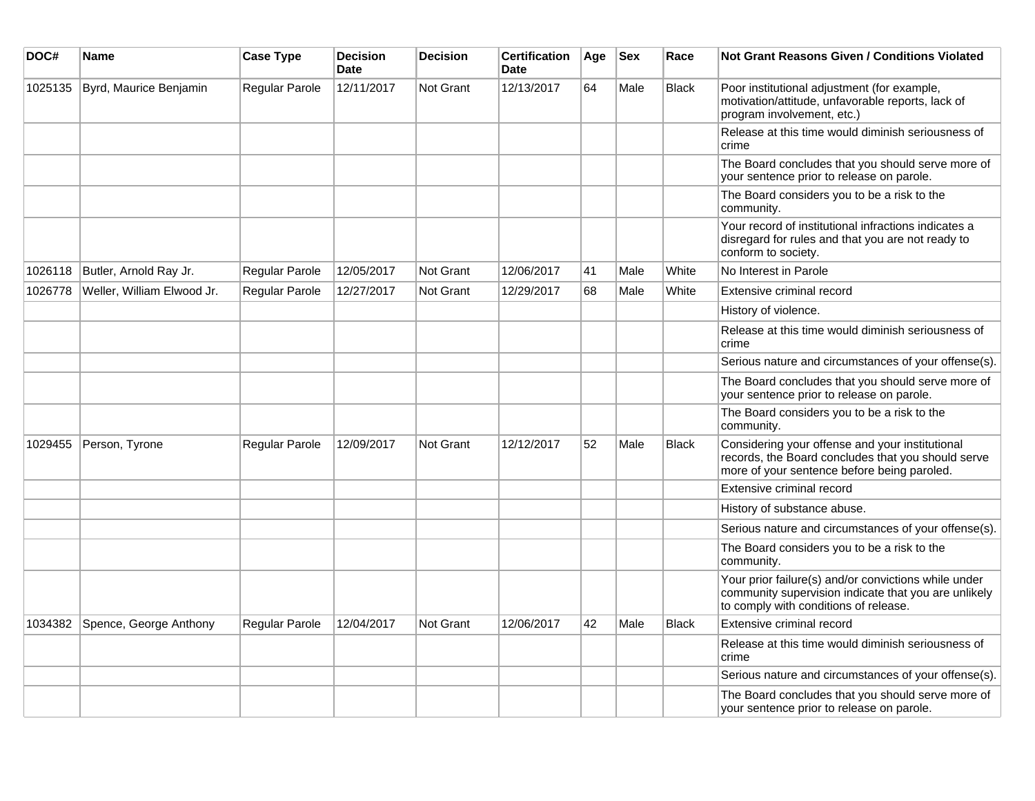| DOC# | Name | Case Type | Decision Date | Decision | Certification Date | Age | Sex | Race | Not Grant Reasons Given / Conditions Violated |
|---|---|---|---|---|---|---|---|---|---|
| 1025135 | Byrd, Maurice Benjamin | Regular Parole | 12/11/2017 | Not Grant | 12/13/2017 | 64 | Male | Black | Poor institutional adjustment (for example, motivation/attitude, unfavorable reports, lack of program involvement, etc.) |
| | | | | | | | | | Release at this time would diminish seriousness of crime |
| | | | | | | | | | The Board concludes that you should serve more of your sentence prior to release on parole. |
| | | | | | | | | | The Board considers you to be a risk to the community. |
| | | | | | | | | | Your record of institutional infractions indicates a disregard for rules and that you are not ready to conform to society. |
| 1026118 | Butler, Arnold Ray Jr. | Regular Parole | 12/05/2017 | Not Grant | 12/06/2017 | 41 | Male | White | No Interest in Parole |
| 1026778 | Weller, William Elwood Jr. | Regular Parole | 12/27/2017 | Not Grant | 12/29/2017 | 68 | Male | White | Extensive criminal record |
| | | | | | | | | | History of violence. |
| | | | | | | | | | Release at this time would diminish seriousness of crime |
| | | | | | | | | | Serious nature and circumstances of your offense(s). |
| | | | | | | | | | The Board concludes that you should serve more of your sentence prior to release on parole. |
| | | | | | | | | | The Board considers you to be a risk to the community. |
| 1029455 | Person, Tyrone | Regular Parole | 12/09/2017 | Not Grant | 12/12/2017 | 52 | Male | Black | Considering your offense and your institutional records, the Board concludes that you should serve more of your sentence before being paroled. |
| | | | | | | | | | Extensive criminal record |
| | | | | | | | | | History of substance abuse. |
| | | | | | | | | | Serious nature and circumstances of your offense(s). |
| | | | | | | | | | The Board considers you to be a risk to the community. |
| | | | | | | | | | Your prior failure(s) and/or convictions while under community supervision indicate that you are unlikely to comply with conditions of release. |
| 1034382 | Spence, George Anthony | Regular Parole | 12/04/2017 | Not Grant | 12/06/2017 | 42 | Male | Black | Extensive criminal record |
| | | | | | | | | | Release at this time would diminish seriousness of crime |
| | | | | | | | | | Serious nature and circumstances of your offense(s). |
| | | | | | | | | | The Board concludes that you should serve more of your sentence prior to release on parole. |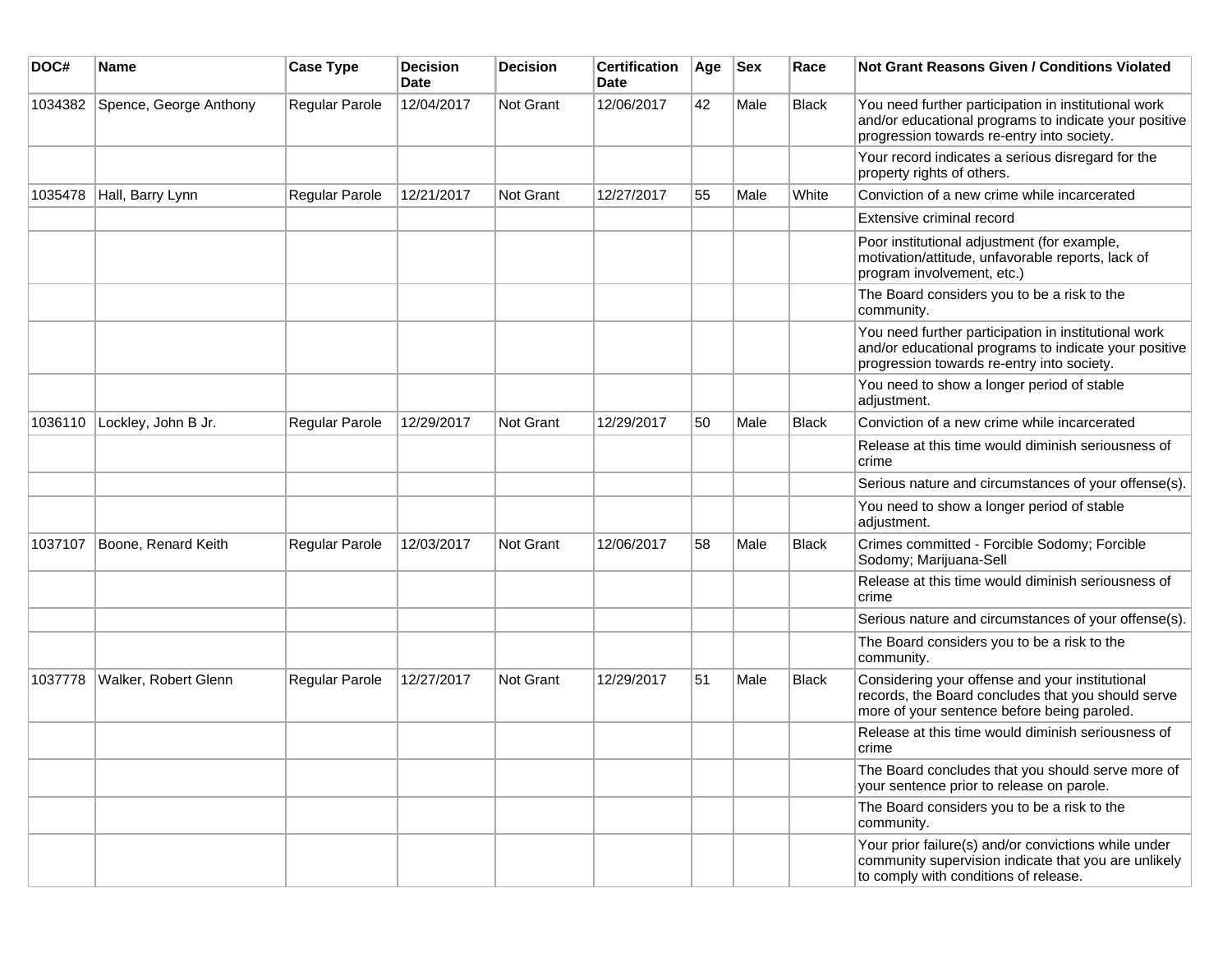| DOC# | Name | Case Type | Decision Date | Decision | Certification Date | Age | Sex | Race | Not Grant Reasons Given / Conditions Violated |
|---|---|---|---|---|---|---|---|---|---|
| 1034382 | Spence, George Anthony | Regular Parole | 12/04/2017 | Not Grant | 12/06/2017 | 42 | Male | Black | You need further participation in institutional work and/or educational programs to indicate your positive progression towards re-entry into society. |
| | | | | | | | | | Your record indicates a serious disregard for the property rights of others. |
| 1035478 | Hall, Barry Lynn | Regular Parole | 12/21/2017 | Not Grant | 12/27/2017 | 55 | Male | White | Conviction of a new crime while incarcerated |
| | | | | | | | | | Extensive criminal record |
| | | | | | | | | | Poor institutional adjustment (for example, motivation/attitude, unfavorable reports, lack of program involvement, etc.) |
| | | | | | | | | | The Board considers you to be a risk to the community. |
| | | | | | | | | | You need further participation in institutional work and/or educational programs to indicate your positive progression towards re-entry into society. |
| | | | | | | | | | You need to show a longer period of stable adjustment. |
| 1036110 | Lockley, John B Jr. | Regular Parole | 12/29/2017 | Not Grant | 12/29/2017 | 50 | Male | Black | Conviction of a new crime while incarcerated |
| | | | | | | | | | Release at this time would diminish seriousness of crime |
| | | | | | | | | | Serious nature and circumstances of your offense(s). |
| | | | | | | | | | You need to show a longer period of stable adjustment. |
| 1037107 | Boone, Renard Keith | Regular Parole | 12/03/2017 | Not Grant | 12/06/2017 | 58 | Male | Black | Crimes committed - Forcible Sodomy; Forcible Sodomy; Marijuana-Sell |
| | | | | | | | | | Release at this time would diminish seriousness of crime |
| | | | | | | | | | Serious nature and circumstances of your offense(s). |
| | | | | | | | | | The Board considers you to be a risk to the community. |
| 1037778 | Walker, Robert Glenn | Regular Parole | 12/27/2017 | Not Grant | 12/29/2017 | 51 | Male | Black | Considering your offense and your institutional records, the Board concludes that you should serve more of your sentence before being paroled. |
| | | | | | | | | | Release at this time would diminish seriousness of crime |
| | | | | | | | | | The Board concludes that you should serve more of your sentence prior to release on parole. |
| | | | | | | | | | The Board considers you to be a risk to the community. |
| | | | | | | | | | Your prior failure(s) and/or convictions while under community supervision indicate that you are unlikely to comply with conditions of release. |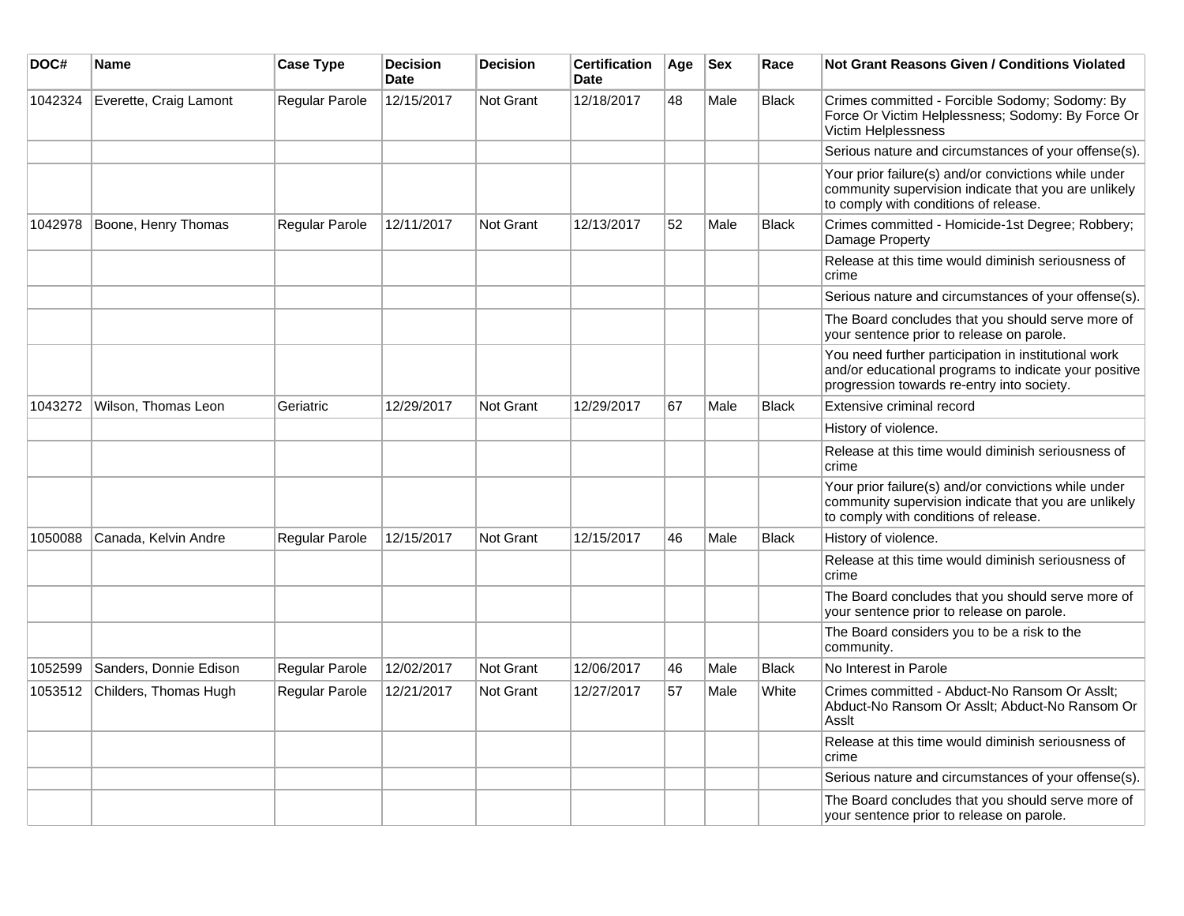| DOC# | Name | Case Type | Decision Date | Decision | Certification Date | Age | Sex | Race | Not Grant Reasons Given / Conditions Violated |
|---|---|---|---|---|---|---|---|---|---|
| 1042324 | Everette, Craig Lamont | Regular Parole | 12/15/2017 | Not Grant | 12/18/2017 | 48 | Male | Black | Crimes committed - Forcible Sodomy; Sodomy: By Force Or Victim Helplessness; Sodomy: By Force Or Victim Helplessness |
| | | | | | | | | | Serious nature and circumstances of your offense(s). |
| | | | | | | | | | Your prior failure(s) and/or convictions while under community supervision indicate that you are unlikely to comply with conditions of release. |
| 1042978 | Boone, Henry Thomas | Regular Parole | 12/11/2017 | Not Grant | 12/13/2017 | 52 | Male | Black | Crimes committed - Homicide-1st Degree; Robbery; Damage Property |
| | | | | | | | | | Release at this time would diminish seriousness of crime |
| | | | | | | | | | Serious nature and circumstances of your offense(s). |
| | | | | | | | | | The Board concludes that you should serve more of your sentence prior to release on parole. |
| | | | | | | | | | You need further participation in institutional work and/or educational programs to indicate your positive progression towards re-entry into society. |
| 1043272 | Wilson, Thomas Leon | Geriatric | 12/29/2017 | Not Grant | 12/29/2017 | 67 | Male | Black | Extensive criminal record |
| | | | | | | | | | History of violence. |
| | | | | | | | | | Release at this time would diminish seriousness of crime |
| | | | | | | | | | Your prior failure(s) and/or convictions while under community supervision indicate that you are unlikely to comply with conditions of release. |
| 1050088 | Canada, Kelvin Andre | Regular Parole | 12/15/2017 | Not Grant | 12/15/2017 | 46 | Male | Black | History of violence. |
| | | | | | | | | | Release at this time would diminish seriousness of crime |
| | | | | | | | | | The Board concludes that you should serve more of your sentence prior to release on parole. |
| | | | | | | | | | The Board considers you to be a risk to the community. |
| 1052599 | Sanders, Donnie Edison | Regular Parole | 12/02/2017 | Not Grant | 12/06/2017 | 46 | Male | Black | No Interest in Parole |
| 1053512 | Childers, Thomas Hugh | Regular Parole | 12/21/2017 | Not Grant | 12/27/2017 | 57 | Male | White | Crimes committed - Abduct-No Ransom Or Asslt; Abduct-No Ransom Or Asslt; Abduct-No Ransom Or Asslt |
| | | | | | | | | | Release at this time would diminish seriousness of crime |
| | | | | | | | | | Serious nature and circumstances of your offense(s). |
| | | | | | | | | | The Board concludes that you should serve more of your sentence prior to release on parole. |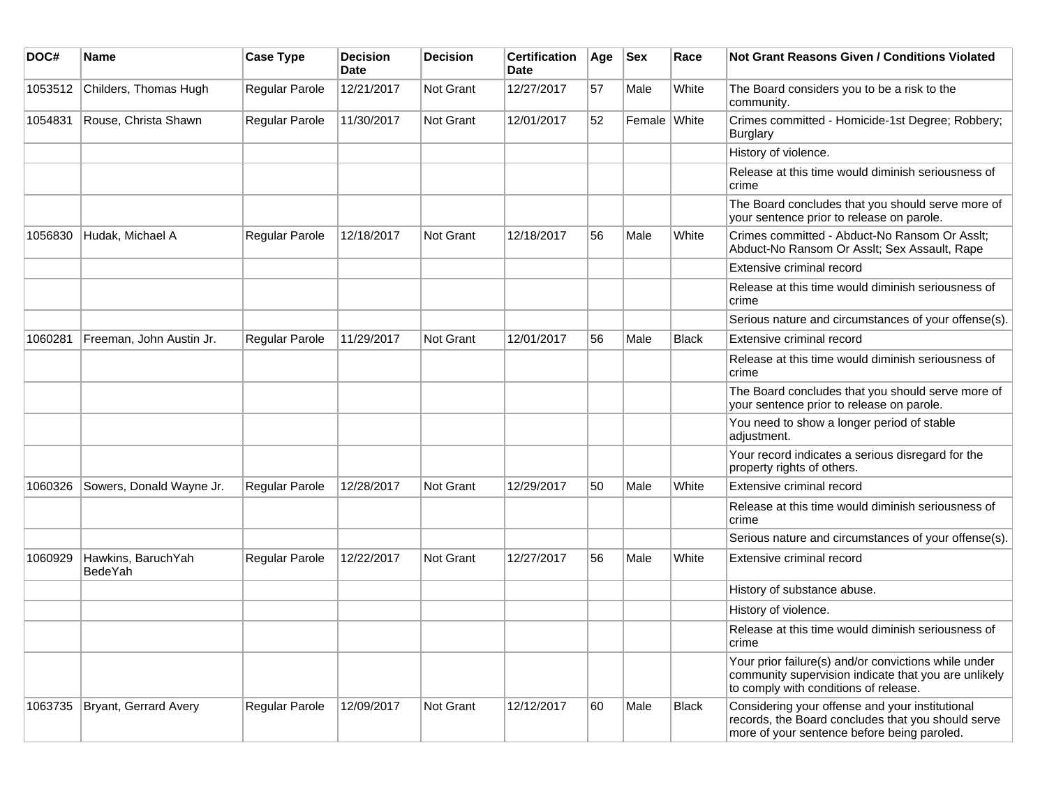| DOC# | Name | Case Type | Decision Date | Decision | Certification Date | Age | Sex | Race | Not Grant Reasons Given / Conditions Violated |
|---|---|---|---|---|---|---|---|---|---|
| 1053512 | Childers, Thomas Hugh | Regular Parole | 12/21/2017 | Not Grant | 12/27/2017 | 57 | Male | White | The Board considers you to be a risk to the community. |
| 1054831 | Rouse, Christa Shawn | Regular Parole | 11/30/2017 | Not Grant | 12/01/2017 | 52 | Female | White | Crimes committed - Homicide-1st Degree; Robbery; Burglary |
| | | | | | | | | | History of violence. |
| | | | | | | | | | Release at this time would diminish seriousness of crime |
| | | | | | | | | | The Board concludes that you should serve more of your sentence prior to release on parole. |
| 1056830 | Hudak, Michael A | Regular Parole | 12/18/2017 | Not Grant | 12/18/2017 | 56 | Male | White | Crimes committed - Abduct-No Ransom Or Asslt; Abduct-No Ransom Or Asslt; Sex Assault, Rape |
| | | | | | | | | | Extensive criminal record |
| | | | | | | | | | Release at this time would diminish seriousness of crime |
| | | | | | | | | | Serious nature and circumstances of your offense(s). |
| 1060281 | Freeman, John Austin Jr. | Regular Parole | 11/29/2017 | Not Grant | 12/01/2017 | 56 | Male | Black | Extensive criminal record |
| | | | | | | | | | Release at this time would diminish seriousness of crime |
| | | | | | | | | | The Board concludes that you should serve more of your sentence prior to release on parole. |
| | | | | | | | | | You need to show a longer period of stable adjustment. |
| | | | | | | | | | Your record indicates a serious disregard for the property rights of others. |
| 1060326 | Sowers, Donald Wayne Jr. | Regular Parole | 12/28/2017 | Not Grant | 12/29/2017 | 50 | Male | White | Extensive criminal record |
| | | | | | | | | | Release at this time would diminish seriousness of crime |
| | | | | | | | | | Serious nature and circumstances of your offense(s). |
| 1060929 | Hawkins, BaruchYah BedeYah | Regular Parole | 12/22/2017 | Not Grant | 12/27/2017 | 56 | Male | White | Extensive criminal record |
| | | | | | | | | | History of substance abuse. |
| | | | | | | | | | History of violence. |
| | | | | | | | | | Release at this time would diminish seriousness of crime |
| | | | | | | | | | Your prior failure(s) and/or convictions while under community supervision indicate that you are unlikely to comply with conditions of release. |
| 1063735 | Bryant, Gerrard Avery | Regular Parole | 12/09/2017 | Not Grant | 12/12/2017 | 60 | Male | Black | Considering your offense and your institutional records, the Board concludes that you should serve more of your sentence before being paroled. |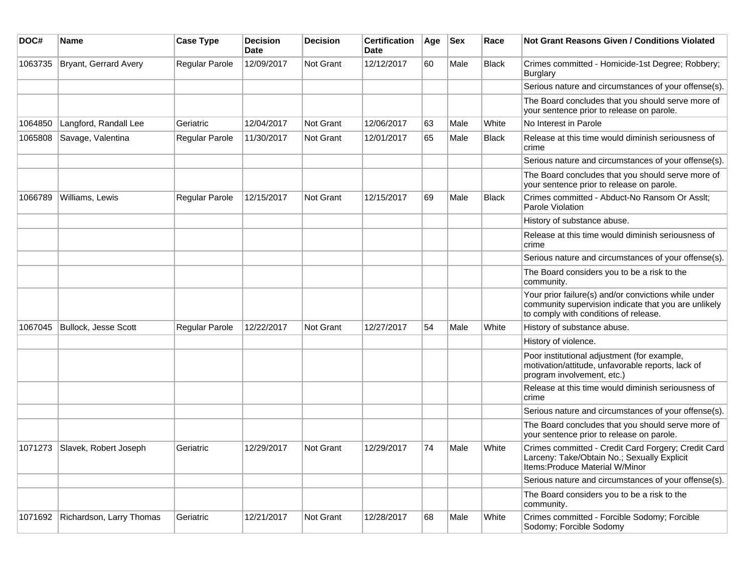| DOC# | Name | Case Type | Decision Date | Decision | Certification Date | Age | Sex | Race | Not Grant Reasons Given / Conditions Violated |
|---|---|---|---|---|---|---|---|---|---|
| 1063735 | Bryant, Gerrard Avery | Regular Parole | 12/09/2017 | Not Grant | 12/12/2017 | 60 | Male | Black | Crimes committed - Homicide-1st Degree; Robbery; Burglary |
| | | | | | | | | | Serious nature and circumstances of your offense(s). |
| | | | | | | | | | The Board concludes that you should serve more of your sentence prior to release on parole. |
| 1064850 | Langford, Randall Lee | Geriatric | 12/04/2017 | Not Grant | 12/06/2017 | 63 | Male | White | No Interest in Parole |
| 1065808 | Savage, Valentina | Regular Parole | 11/30/2017 | Not Grant | 12/01/2017 | 65 | Male | Black | Release at this time would diminish seriousness of crime |
| | | | | | | | | | Serious nature and circumstances of your offense(s). |
| | | | | | | | | | The Board concludes that you should serve more of your sentence prior to release on parole. |
| 1066789 | Williams, Lewis | Regular Parole | 12/15/2017 | Not Grant | 12/15/2017 | 69 | Male | Black | Crimes committed - Abduct-No Ransom Or Asslt; Parole Violation |
| | | | | | | | | | History of substance abuse. |
| | | | | | | | | | Release at this time would diminish seriousness of crime |
| | | | | | | | | | Serious nature and circumstances of your offense(s). |
| | | | | | | | | | The Board considers you to be a risk to the community. |
| | | | | | | | | | Your prior failure(s) and/or convictions while under community supervision indicate that you are unlikely to comply with conditions of release. |
| 1067045 | Bullock, Jesse Scott | Regular Parole | 12/22/2017 | Not Grant | 12/27/2017 | 54 | Male | White | History of substance abuse. |
| | | | | | | | | | History of violence. |
| | | | | | | | | | Poor institutional adjustment (for example, motivation/attitude, unfavorable reports, lack of program involvement, etc.) |
| | | | | | | | | | Release at this time would diminish seriousness of crime |
| | | | | | | | | | Serious nature and circumstances of your offense(s). |
| | | | | | | | | | The Board concludes that you should serve more of your sentence prior to release on parole. |
| 1071273 | Slavek, Robert Joseph | Geriatric | 12/29/2017 | Not Grant | 12/29/2017 | 74 | Male | White | Crimes committed - Credit Card Forgery; Credit Card Larceny: Take/Obtain No.; Sexually Explicit Items:Produce Material W/Minor |
| | | | | | | | | | Serious nature and circumstances of your offense(s). |
| | | | | | | | | | The Board considers you to be a risk to the community. |
| 1071692 | Richardson, Larry Thomas | Geriatric | 12/21/2017 | Not Grant | 12/28/2017 | 68 | Male | White | Crimes committed - Forcible Sodomy; Forcible Sodomy; Forcible Sodomy |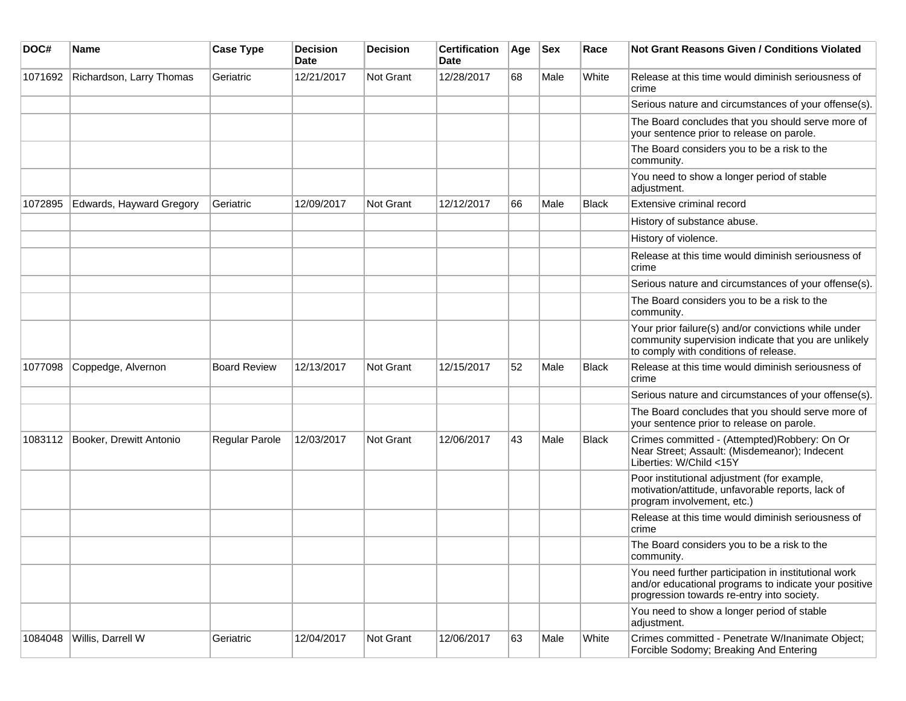| DOC# | Name | Case Type | Decision Date | Decision | Certification Date | Age | Sex | Race | Not Grant Reasons Given / Conditions Violated |
|---|---|---|---|---|---|---|---|---|---|
| 1071692 | Richardson, Larry Thomas | Geriatric | 12/21/2017 | Not Grant | 12/28/2017 | 68 | Male | White | Release at this time would diminish seriousness of crime |
| | | | | | | | | | Serious nature and circumstances of your offense(s). |
| | | | | | | | | | The Board concludes that you should serve more of your sentence prior to release on parole. |
| | | | | | | | | | The Board considers you to be a risk to the community. |
| | | | | | | | | | You need to show a longer period of stable adjustment. |
| 1072895 | Edwards, Hayward Gregory | Geriatric | 12/09/2017 | Not Grant | 12/12/2017 | 66 | Male | Black | Extensive criminal record |
| | | | | | | | | | History of substance abuse. |
| | | | | | | | | | History of violence. |
| | | | | | | | | | Release at this time would diminish seriousness of crime |
| | | | | | | | | | Serious nature and circumstances of your offense(s). |
| | | | | | | | | | The Board considers you to be a risk to the community. |
| | | | | | | | | | Your prior failure(s) and/or convictions while under community supervision indicate that you are unlikely to comply with conditions of release. |
| 1077098 | Coppedge, Alvernon | Board Review | 12/13/2017 | Not Grant | 12/15/2017 | 52 | Male | Black | Release at this time would diminish seriousness of crime |
| | | | | | | | | | Serious nature and circumstances of your offense(s). |
| | | | | | | | | | The Board concludes that you should serve more of your sentence prior to release on parole. |
| 1083112 | Booker, Drewitt Antonio | Regular Parole | 12/03/2017 | Not Grant | 12/06/2017 | 43 | Male | Black | Crimes committed - (Attempted)Robbery: On Or Near Street; Assault: (Misdemeanor); Indecent Liberties: W/Child <15Y |
| | | | | | | | | | Poor institutional adjustment (for example, motivation/attitude, unfavorable reports, lack of program involvement, etc.) |
| | | | | | | | | | Release at this time would diminish seriousness of crime |
| | | | | | | | | | The Board considers you to be a risk to the community. |
| | | | | | | | | | You need further participation in institutional work and/or educational programs to indicate your positive progression towards re-entry into society. |
| | | | | | | | | | You need to show a longer period of stable adjustment. |
| 1084048 | Willis, Darrell W | Geriatric | 12/04/2017 | Not Grant | 12/06/2017 | 63 | Male | White | Crimes committed - Penetrate W/Inanimate Object; Forcible Sodomy; Breaking And Entering |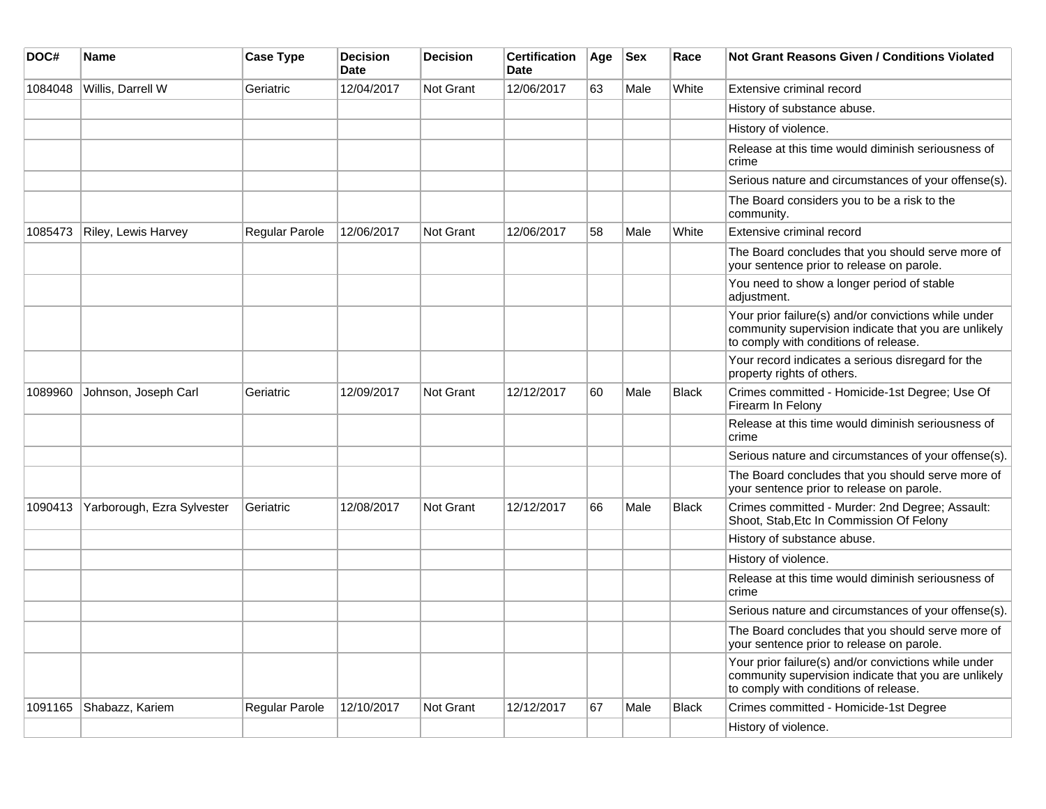| DOC# | Name | Case Type | Decision Date | Decision | Certification Date | Age | Sex | Race | Not Grant Reasons Given / Conditions Violated |
|---|---|---|---|---|---|---|---|---|---|
| 1084048 | Willis, Darrell W | Geriatric | 12/04/2017 | Not Grant | 12/06/2017 | 63 | Male | White | Extensive criminal record |
| | | | | | | | | | History of substance abuse. |
| | | | | | | | | | History of violence. |
| | | | | | | | | | Release at this time would diminish seriousness of crime |
| | | | | | | | | | Serious nature and circumstances of your offense(s). |
| | | | | | | | | | The Board considers you to be a risk to the community. |
| 1085473 | Riley, Lewis Harvey | Regular Parole | 12/06/2017 | Not Grant | 12/06/2017 | 58 | Male | White | Extensive criminal record |
| | | | | | | | | | The Board concludes that you should serve more of your sentence prior to release on parole. |
| | | | | | | | | | You need to show a longer period of stable adjustment. |
| | | | | | | | | | Your prior failure(s) and/or convictions while under community supervision indicate that you are unlikely to comply with conditions of release. |
| | | | | | | | | | Your record indicates a serious disregard for the property rights of others. |
| 1089960 | Johnson, Joseph Carl | Geriatric | 12/09/2017 | Not Grant | 12/12/2017 | 60 | Male | Black | Crimes committed - Homicide-1st Degree; Use Of Firearm In Felony |
| | | | | | | | | | Release at this time would diminish seriousness of crime |
| | | | | | | | | | Serious nature and circumstances of your offense(s). |
| | | | | | | | | | The Board concludes that you should serve more of your sentence prior to release on parole. |
| 1090413 | Yarborough, Ezra Sylvester | Geriatric | 12/08/2017 | Not Grant | 12/12/2017 | 66 | Male | Black | Crimes committed - Murder: 2nd Degree; Assault: Shoot, Stab,Etc In Commission Of Felony |
| | | | | | | | | | History of substance abuse. |
| | | | | | | | | | History of violence. |
| | | | | | | | | | Release at this time would diminish seriousness of crime |
| | | | | | | | | | Serious nature and circumstances of your offense(s). |
| | | | | | | | | | The Board concludes that you should serve more of your sentence prior to release on parole. |
| | | | | | | | | | Your prior failure(s) and/or convictions while under community supervision indicate that you are unlikely to comply with conditions of release. |
| 1091165 | Shabazz, Kariem | Regular Parole | 12/10/2017 | Not Grant | 12/12/2017 | 67 | Male | Black | Crimes committed - Homicide-1st Degree |
| | | | | | | | | | History of violence. |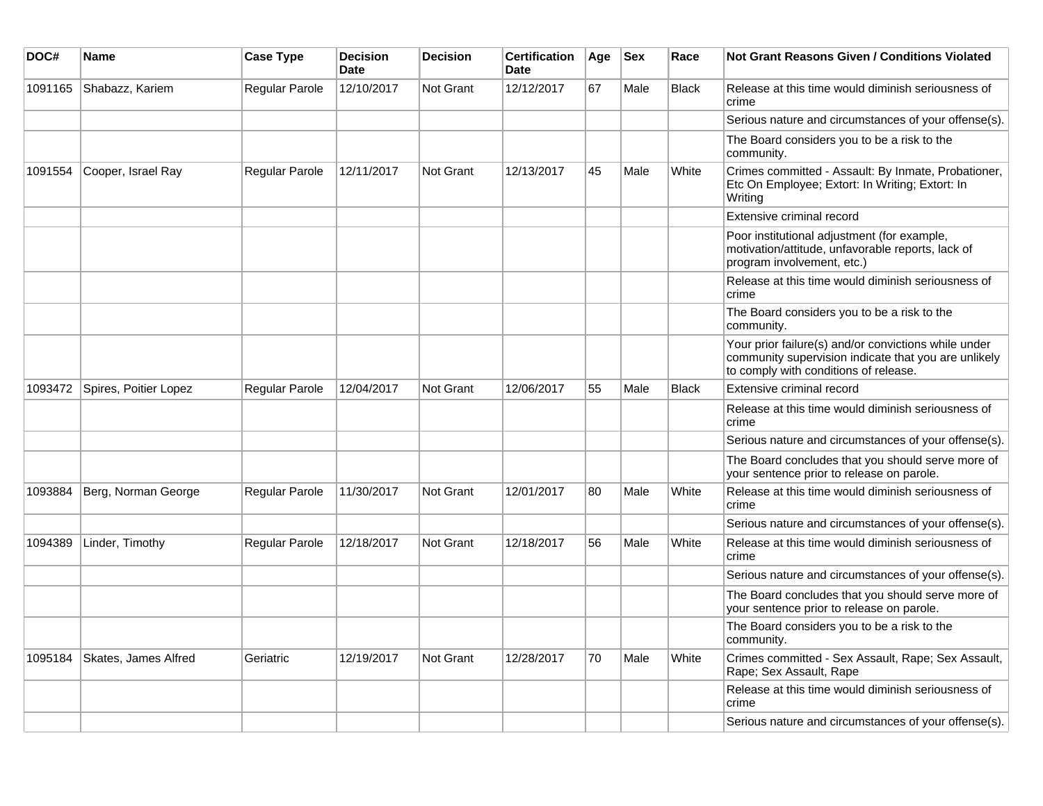| DOC# | Name | Case Type | Decision Date | Decision | Certification Date | Age | Sex | Race | Not Grant Reasons Given / Conditions Violated |
| --- | --- | --- | --- | --- | --- | --- | --- | --- | --- |
| 1091165 | Shabazz, Kariem | Regular Parole | 12/10/2017 | Not Grant | 12/12/2017 | 67 | Male | Black | Release at this time would diminish seriousness of crime |
| | | | | | | | | | Serious nature and circumstances of your offense(s). |
| | | | | | | | | | The Board considers you to be a risk to the community. |
| 1091554 | Cooper, Israel Ray | Regular Parole | 12/11/2017 | Not Grant | 12/13/2017 | 45 | Male | White | Crimes committed - Assault: By Inmate, Probationer, Etc On Employee; Extort: In Writing; Extort: In Writing |
| | | | | | | | | | Extensive criminal record |
| | | | | | | | | | Poor institutional adjustment (for example, motivation/attitude, unfavorable reports, lack of program involvement, etc.) |
| | | | | | | | | | Release at this time would diminish seriousness of crime |
| | | | | | | | | | The Board considers you to be a risk to the community. |
| | | | | | | | | | Your prior failure(s) and/or convictions while under community supervision indicate that you are unlikely to comply with conditions of release. |
| 1093472 | Spires, Poitier Lopez | Regular Parole | 12/04/2017 | Not Grant | 12/06/2017 | 55 | Male | Black | Extensive criminal record |
| | | | | | | | | | Release at this time would diminish seriousness of crime |
| | | | | | | | | | Serious nature and circumstances of your offense(s). |
| | | | | | | | | | The Board concludes that you should serve more of your sentence prior to release on parole. |
| 1093884 | Berg, Norman George | Regular Parole | 11/30/2017 | Not Grant | 12/01/2017 | 80 | Male | White | Release at this time would diminish seriousness of crime |
| | | | | | | | | | Serious nature and circumstances of your offense(s). |
| 1094389 | Linder, Timothy | Regular Parole | 12/18/2017 | Not Grant | 12/18/2017 | 56 | Male | White | Release at this time would diminish seriousness of crime |
| | | | | | | | | | Serious nature and circumstances of your offense(s). |
| | | | | | | | | | The Board concludes that you should serve more of your sentence prior to release on parole. |
| | | | | | | | | | The Board considers you to be a risk to the community. |
| 1095184 | Skates, James Alfred | Geriatric | 12/19/2017 | Not Grant | 12/28/2017 | 70 | Male | White | Crimes committed - Sex Assault, Rape; Sex Assault, Rape; Sex Assault, Rape |
| | | | | | | | | | Release at this time would diminish seriousness of crime |
| | | | | | | | | | Serious nature and circumstances of your offense(s). |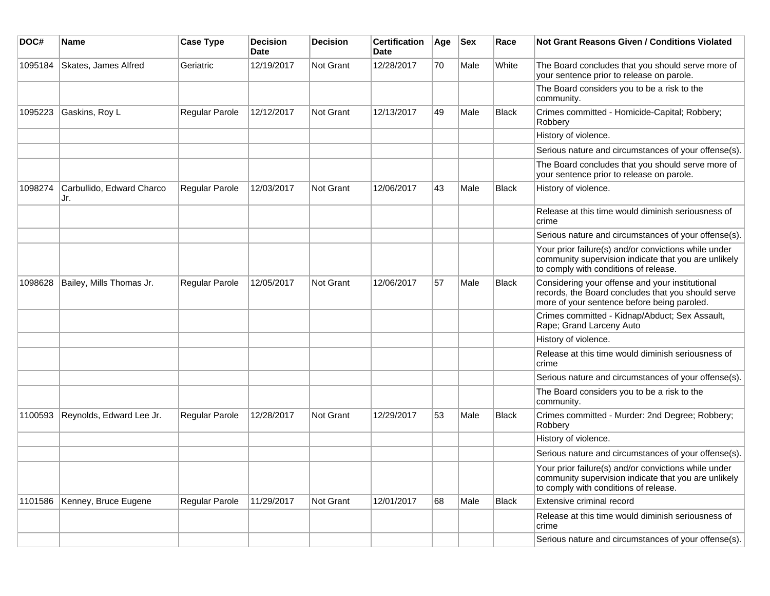| DOC# | Name | Case Type | Decision Date | Decision | Certification Date | Age | Sex | Race | Not Grant Reasons Given / Conditions Violated |
| --- | --- | --- | --- | --- | --- | --- | --- | --- | --- |
| 1095184 | Skates, James Alfred | Geriatric | 12/19/2017 | Not Grant | 12/28/2017 | 70 | Male | White | The Board concludes that you should serve more of your sentence prior to release on parole. |
| | | | | | | | | | The Board considers you to be a risk to the community. |
| 1095223 | Gaskins, Roy L | Regular Parole | 12/12/2017 | Not Grant | 12/13/2017 | 49 | Male | Black | Crimes committed - Homicide-Capital; Robbery; Robbery |
| | | | | | | | | | History of violence. |
| | | | | | | | | | Serious nature and circumstances of your offense(s). |
| | | | | | | | | | The Board concludes that you should serve more of your sentence prior to release on parole. |
| 1098274 | Carbullido, Edward Charco Jr. | Regular Parole | 12/03/2017 | Not Grant | 12/06/2017 | 43 | Male | Black | History of violence. |
| | | | | | | | | | Release at this time would diminish seriousness of crime |
| | | | | | | | | | Serious nature and circumstances of your offense(s). |
| | | | | | | | | | Your prior failure(s) and/or convictions while under community supervision indicate that you are unlikely to comply with conditions of release. |
| 1098628 | Bailey, Mills Thomas Jr. | Regular Parole | 12/05/2017 | Not Grant | 12/06/2017 | 57 | Male | Black | Considering your offense and your institutional records, the Board concludes that you should serve more of your sentence before being paroled. |
| | | | | | | | | | Crimes committed - Kidnap/Abduct; Sex Assault, Rape; Grand Larceny Auto |
| | | | | | | | | | History of violence. |
| | | | | | | | | | Release at this time would diminish seriousness of crime |
| | | | | | | | | | Serious nature and circumstances of your offense(s). |
| | | | | | | | | | The Board considers you to be a risk to the community. |
| 1100593 | Reynolds, Edward Lee Jr. | Regular Parole | 12/28/2017 | Not Grant | 12/29/2017 | 53 | Male | Black | Crimes committed - Murder: 2nd Degree; Robbery; Robbery |
| | | | | | | | | | History of violence. |
| | | | | | | | | | Serious nature and circumstances of your offense(s). |
| | | | | | | | | | Your prior failure(s) and/or convictions while under community supervision indicate that you are unlikely to comply with conditions of release. |
| 1101586 | Kenney, Bruce Eugene | Regular Parole | 11/29/2017 | Not Grant | 12/01/2017 | 68 | Male | Black | Extensive criminal record |
| | | | | | | | | | Release at this time would diminish seriousness of crime |
| | | | | | | | | | Serious nature and circumstances of your offense(s). |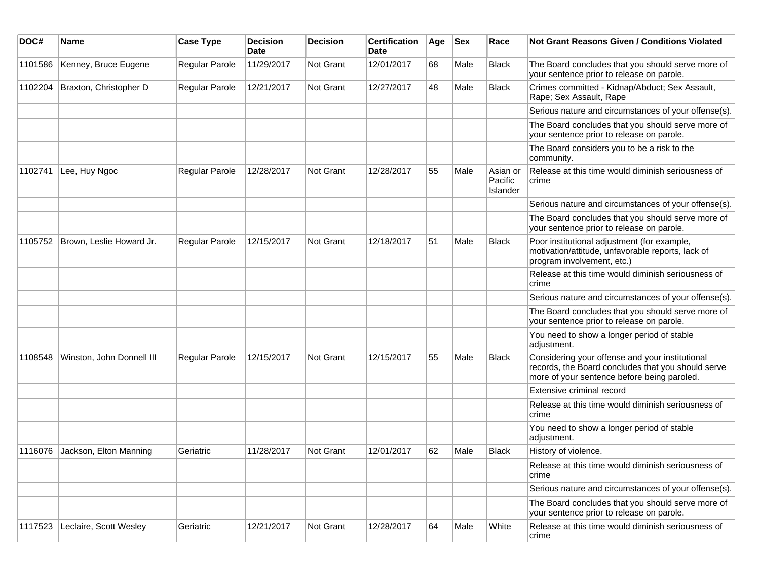| DOC# | Name | Case Type | Decision Date | Decision | Certification Date | Age | Sex | Race | Not Grant Reasons Given / Conditions Violated |
|---|---|---|---|---|---|---|---|---|---|
| 1101586 | Kenney, Bruce Eugene | Regular Parole | 11/29/2017 | Not Grant | 12/01/2017 | 68 | Male | Black | The Board concludes that you should serve more of your sentence prior to release on parole. |
| 1102204 | Braxton, Christopher D | Regular Parole | 12/21/2017 | Not Grant | 12/27/2017 | 48 | Male | Black | Crimes committed - Kidnap/Abduct; Sex Assault, Rape; Sex Assault, Rape |
| | | | | | | | | | Serious nature and circumstances of your offense(s). |
| | | | | | | | | | The Board concludes that you should serve more of your sentence prior to release on parole. |
| | | | | | | | | | The Board considers you to be a risk to the community. |
| 1102741 | Lee, Huy Ngoc | Regular Parole | 12/28/2017 | Not Grant | 12/28/2017 | 55 | Male | Asian or Pacific Islander | Release at this time would diminish seriousness of crime |
| | | | | | | | | | Serious nature and circumstances of your offense(s). |
| | | | | | | | | | The Board concludes that you should serve more of your sentence prior to release on parole. |
| 1105752 | Brown, Leslie Howard Jr. | Regular Parole | 12/15/2017 | Not Grant | 12/18/2017 | 51 | Male | Black | Poor institutional adjustment (for example, motivation/attitude, unfavorable reports, lack of program involvement, etc.) |
| | | | | | | | | | Release at this time would diminish seriousness of crime |
| | | | | | | | | | Serious nature and circumstances of your offense(s). |
| | | | | | | | | | The Board concludes that you should serve more of your sentence prior to release on parole. |
| | | | | | | | | | You need to show a longer period of stable adjustment. |
| 1108548 | Winston, John Donnell III | Regular Parole | 12/15/2017 | Not Grant | 12/15/2017 | 55 | Male | Black | Considering your offense and your institutional records, the Board concludes that you should serve more of your sentence before being paroled. |
| | | | | | | | | | Extensive criminal record |
| | | | | | | | | | Release at this time would diminish seriousness of crime |
| | | | | | | | | | You need to show a longer period of stable adjustment. |
| 1116076 | Jackson, Elton Manning | Geriatric | 11/28/2017 | Not Grant | 12/01/2017 | 62 | Male | Black | History of violence. |
| | | | | | | | | | Release at this time would diminish seriousness of crime |
| | | | | | | | | | Serious nature and circumstances of your offense(s). |
| | | | | | | | | | The Board concludes that you should serve more of your sentence prior to release on parole. |
| 1117523 | Leclaire, Scott Wesley | Geriatric | 12/21/2017 | Not Grant | 12/28/2017 | 64 | Male | White | Release at this time would diminish seriousness of crime |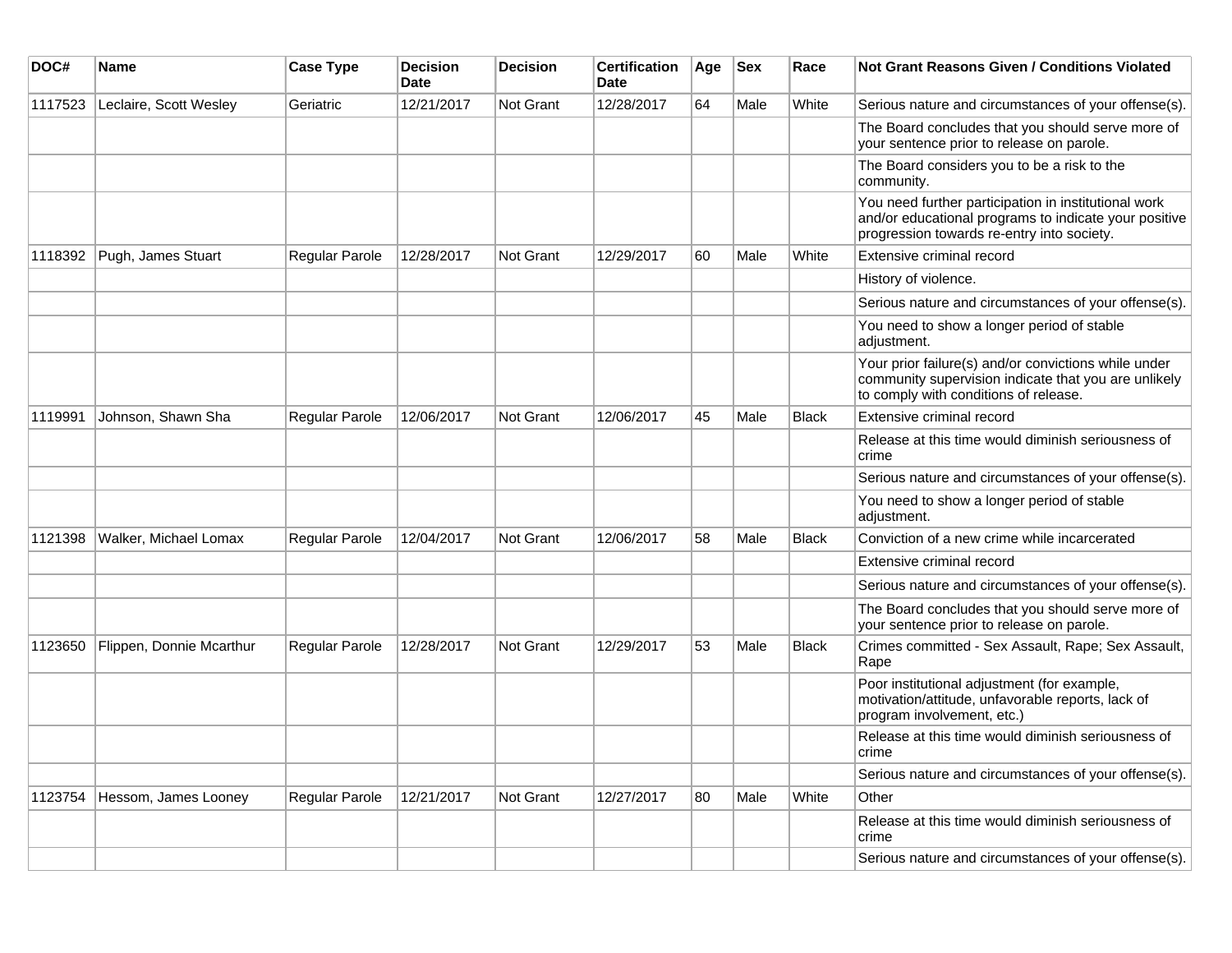| DOC# | Name | Case Type | Decision Date | Decision | Certification Date | Age | Sex | Race | Not Grant Reasons Given / Conditions Violated |
|---|---|---|---|---|---|---|---|---|---|
| 1117523 | Leclaire, Scott Wesley | Geriatric | 12/21/2017 | Not Grant | 12/28/2017 | 64 | Male | White | Serious nature and circumstances of your offense(s). |
| | | | | | | | | | The Board concludes that you should serve more of your sentence prior to release on parole. |
| | | | | | | | | | The Board considers you to be a risk to the community. |
| | | | | | | | | | You need further participation in institutional work and/or educational programs to indicate your positive progression towards re-entry into society. |
| 1118392 | Pugh, James Stuart | Regular Parole | 12/28/2017 | Not Grant | 12/29/2017 | 60 | Male | White | Extensive criminal record |
| | | | | | | | | | History of violence. |
| | | | | | | | | | Serious nature and circumstances of your offense(s). |
| | | | | | | | | | You need to show a longer period of stable adjustment. |
| | | | | | | | | | Your prior failure(s) and/or convictions while under community supervision indicate that you are unlikely to comply with conditions of release. |
| 1119991 | Johnson, Shawn Sha | Regular Parole | 12/06/2017 | Not Grant | 12/06/2017 | 45 | Male | Black | Extensive criminal record |
| | | | | | | | | | Release at this time would diminish seriousness of crime |
| | | | | | | | | | Serious nature and circumstances of your offense(s). |
| | | | | | | | | | You need to show a longer period of stable adjustment. |
| 1121398 | Walker, Michael Lomax | Regular Parole | 12/04/2017 | Not Grant | 12/06/2017 | 58 | Male | Black | Conviction of a new crime while incarcerated |
| | | | | | | | | | Extensive criminal record |
| | | | | | | | | | Serious nature and circumstances of your offense(s). |
| | | | | | | | | | The Board concludes that you should serve more of your sentence prior to release on parole. |
| 1123650 | Flippen, Donnie Mcarthur | Regular Parole | 12/28/2017 | Not Grant | 12/29/2017 | 53 | Male | Black | Crimes committed - Sex Assault, Rape; Sex Assault, Rape |
| | | | | | | | | | Poor institutional adjustment (for example, motivation/attitude, unfavorable reports, lack of program involvement, etc.) |
| | | | | | | | | | Release at this time would diminish seriousness of crime |
| | | | | | | | | | Serious nature and circumstances of your offense(s). |
| 1123754 | Hessom, James Looney | Regular Parole | 12/21/2017 | Not Grant | 12/27/2017 | 80 | Male | White | Other |
| | | | | | | | | | Release at this time would diminish seriousness of crime |
| | | | | | | | | | Serious nature and circumstances of your offense(s). |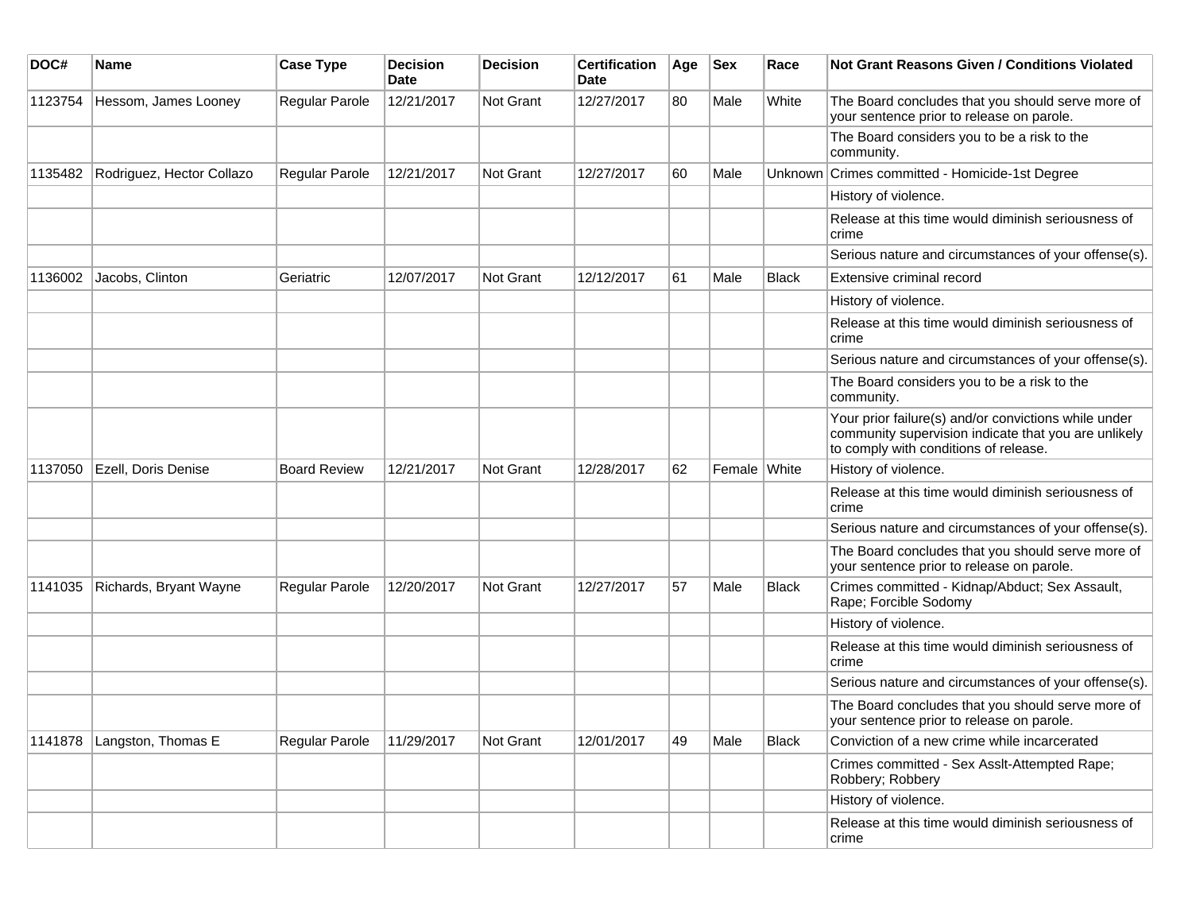| DOC# | Name | Case Type | Decision Date | Decision | Certification Date | Age | Sex | Race | Not Grant Reasons Given / Conditions Violated |
|---|---|---|---|---|---|---|---|---|---|
| 1123754 | Hessom, James Looney | Regular Parole | 12/21/2017 | Not Grant | 12/27/2017 | 80 | Male | White | The Board concludes that you should serve more of your sentence prior to release on parole. |
| | | | | | | | | | The Board considers you to be a risk to the community. |
| 1135482 | Rodriguez, Hector Collazo | Regular Parole | 12/21/2017 | Not Grant | 12/27/2017 | 60 | Male | Unknown | Crimes committed - Homicide-1st Degree |
| | | | | | | | | | History of violence. |
| | | | | | | | | | Release at this time would diminish seriousness of crime |
| | | | | | | | | | Serious nature and circumstances of your offense(s). |
| 1136002 | Jacobs, Clinton | Geriatric | 12/07/2017 | Not Grant | 12/12/2017 | 61 | Male | Black | Extensive criminal record |
| | | | | | | | | | History of violence. |
| | | | | | | | | | Release at this time would diminish seriousness of crime |
| | | | | | | | | | Serious nature and circumstances of your offense(s). |
| | | | | | | | | | The Board considers you to be a risk to the community. |
| | | | | | | | | | Your prior failure(s) and/or convictions while under community supervision indicate that you are unlikely to comply with conditions of release. |
| 1137050 | Ezell, Doris Denise | Board Review | 12/21/2017 | Not Grant | 12/28/2017 | 62 | Female | White | History of violence. |
| | | | | | | | | | Release at this time would diminish seriousness of crime |
| | | | | | | | | | Serious nature and circumstances of your offense(s). |
| | | | | | | | | | The Board concludes that you should serve more of your sentence prior to release on parole. |
| 1141035 | Richards, Bryant Wayne | Regular Parole | 12/20/2017 | Not Grant | 12/27/2017 | 57 | Male | Black | Crimes committed - Kidnap/Abduct; Sex Assault, Rape; Forcible Sodomy |
| | | | | | | | | | History of violence. |
| | | | | | | | | | Release at this time would diminish seriousness of crime |
| | | | | | | | | | Serious nature and circumstances of your offense(s). |
| | | | | | | | | | The Board concludes that you should serve more of your sentence prior to release on parole. |
| 1141878 | Langston, Thomas E | Regular Parole | 11/29/2017 | Not Grant | 12/01/2017 | 49 | Male | Black | Conviction of a new crime while incarcerated |
| | | | | | | | | | Crimes committed - Sex Asslt-Attempted Rape; Robbery; Robbery |
| | | | | | | | | | History of violence. |
| | | | | | | | | | Release at this time would diminish seriousness of crime |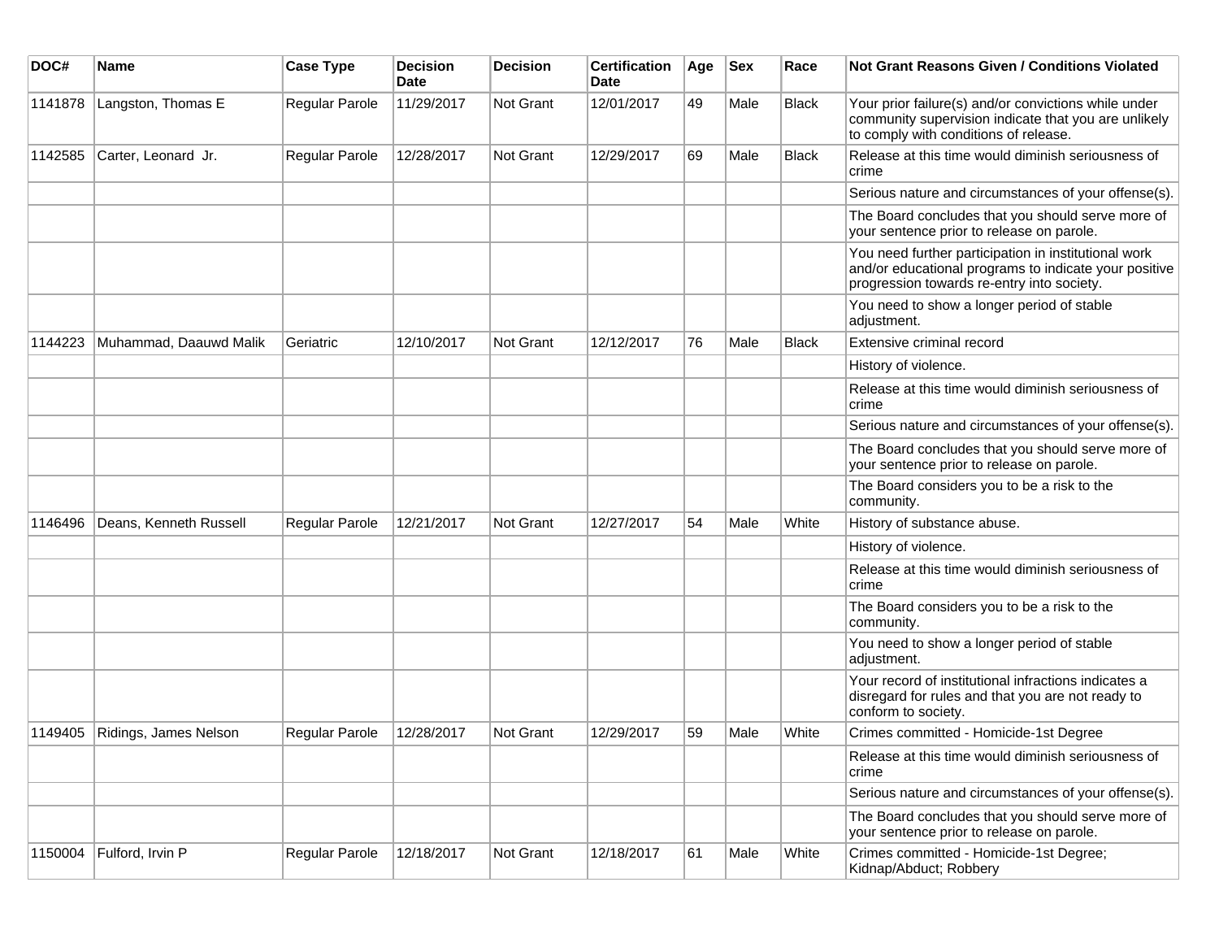| DOC# | Name | Case Type | Decision Date | Decision | Certification Date | Age | Sex | Race | Not Grant Reasons Given / Conditions Violated |
|---|---|---|---|---|---|---|---|---|---|
| 1141878 | Langston, Thomas E | Regular Parole | 11/29/2017 | Not Grant | 12/01/2017 | 49 | Male | Black | Your prior failure(s) and/or convictions while under community supervision indicate that you are unlikely to comply with conditions of release. |
| 1142585 | Carter, Leonard Jr. | Regular Parole | 12/28/2017 | Not Grant | 12/29/2017 | 69 | Male | Black | Release at this time would diminish seriousness of crime |
| | | | | | | | | | Serious nature and circumstances of your offense(s). |
| | | | | | | | | | The Board concludes that you should serve more of your sentence prior to release on parole. |
| | | | | | | | | | You need further participation in institutional work and/or educational programs to indicate your positive progression towards re-entry into society. |
| | | | | | | | | | You need to show a longer period of stable adjustment. |
| 1144223 | Muhammad, Daauwd Malik | Geriatric | 12/10/2017 | Not Grant | 12/12/2017 | 76 | Male | Black | Extensive criminal record |
| | | | | | | | | | History of violence. |
| | | | | | | | | | Release at this time would diminish seriousness of crime |
| | | | | | | | | | Serious nature and circumstances of your offense(s). |
| | | | | | | | | | The Board concludes that you should serve more of your sentence prior to release on parole. |
| | | | | | | | | | The Board considers you to be a risk to the community. |
| 1146496 | Deans, Kenneth Russell | Regular Parole | 12/21/2017 | Not Grant | 12/27/2017 | 54 | Male | White | History of substance abuse. |
| | | | | | | | | | History of violence. |
| | | | | | | | | | Release at this time would diminish seriousness of crime |
| | | | | | | | | | The Board considers you to be a risk to the community. |
| | | | | | | | | | You need to show a longer period of stable adjustment. |
| | | | | | | | | | Your record of institutional infractions indicates a disregard for rules and that you are not ready to conform to society. |
| 1149405 | Ridings, James Nelson | Regular Parole | 12/28/2017 | Not Grant | 12/29/2017 | 59 | Male | White | Crimes committed - Homicide-1st Degree |
| | | | | | | | | | Release at this time would diminish seriousness of crime |
| | | | | | | | | | Serious nature and circumstances of your offense(s). |
| | | | | | | | | | The Board concludes that you should serve more of your sentence prior to release on parole. |
| 1150004 | Fulford, Irvin P | Regular Parole | 12/18/2017 | Not Grant | 12/18/2017 | 61 | Male | White | Crimes committed - Homicide-1st Degree; Kidnap/Abduct; Robbery |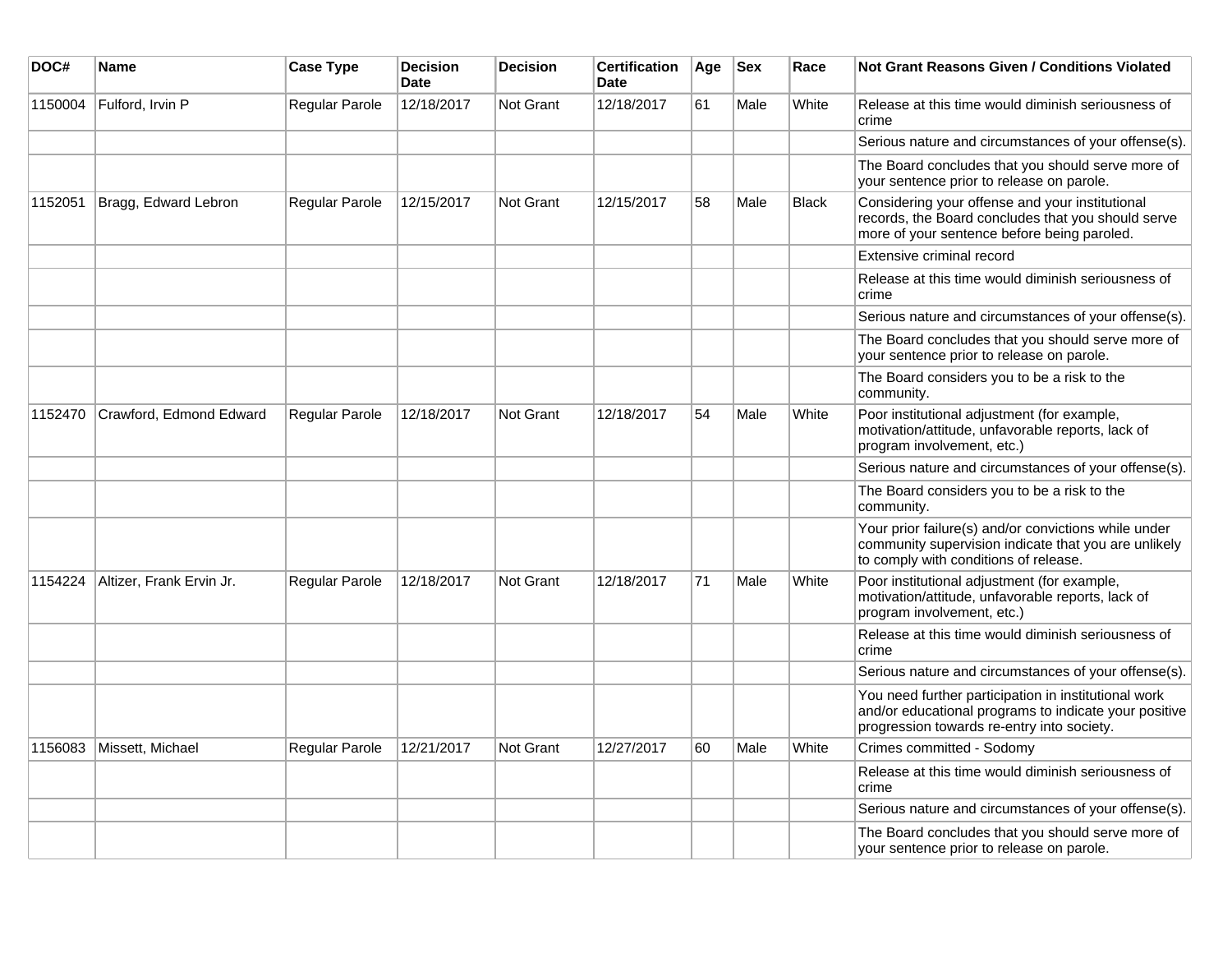| DOC# | Name | Case Type | Decision Date | Decision | Certification Date | Age | Sex | Race | Not Grant Reasons Given / Conditions Violated |
|---|---|---|---|---|---|---|---|---|---|
| 1150004 | Fulford, Irvin P | Regular Parole | 12/18/2017 | Not Grant | 12/18/2017 | 61 | Male | White | Release at this time would diminish seriousness of crime |
| | | | | | | | | | Serious nature and circumstances of your offense(s). |
| | | | | | | | | | The Board concludes that you should serve more of your sentence prior to release on parole. |
| 1152051 | Bragg, Edward Lebron | Regular Parole | 12/15/2017 | Not Grant | 12/15/2017 | 58 | Male | Black | Considering your offense and your institutional records, the Board concludes that you should serve more of your sentence before being paroled. |
| | | | | | | | | | Extensive criminal record |
| | | | | | | | | | Release at this time would diminish seriousness of crime |
| | | | | | | | | | Serious nature and circumstances of your offense(s). |
| | | | | | | | | | The Board concludes that you should serve more of your sentence prior to release on parole. |
| | | | | | | | | | The Board considers you to be a risk to the community. |
| 1152470 | Crawford, Edmond Edward | Regular Parole | 12/18/2017 | Not Grant | 12/18/2017 | 54 | Male | White | Poor institutional adjustment (for example, motivation/attitude, unfavorable reports, lack of program involvement, etc.) |
| | | | | | | | | | Serious nature and circumstances of your offense(s). |
| | | | | | | | | | The Board considers you to be a risk to the community. |
| | | | | | | | | | Your prior failure(s) and/or convictions while under community supervision indicate that you are unlikely to comply with conditions of release. |
| 1154224 | Altizer, Frank Ervin Jr. | Regular Parole | 12/18/2017 | Not Grant | 12/18/2017 | 71 | Male | White | Poor institutional adjustment (for example, motivation/attitude, unfavorable reports, lack of program involvement, etc.) |
| | | | | | | | | | Release at this time would diminish seriousness of crime |
| | | | | | | | | | Serious nature and circumstances of your offense(s). |
| | | | | | | | | | You need further participation in institutional work and/or educational programs to indicate your positive progression towards re-entry into society. |
| 1156083 | Missett, Michael | Regular Parole | 12/21/2017 | Not Grant | 12/27/2017 | 60 | Male | White | Crimes committed - Sodomy |
| | | | | | | | | | Release at this time would diminish seriousness of crime |
| | | | | | | | | | Serious nature and circumstances of your offense(s). |
| | | | | | | | | | The Board concludes that you should serve more of your sentence prior to release on parole. |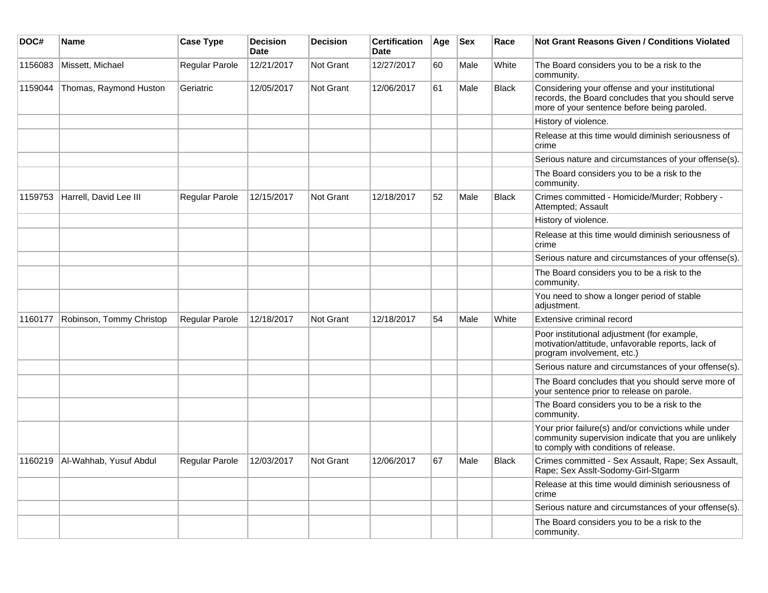| DOC# | Name | Case Type | Decision Date | Decision | Certification Date | Age | Sex | Race | Not Grant Reasons Given / Conditions Violated |
|---|---|---|---|---|---|---|---|---|---|
| 1156083 | Missett, Michael | Regular Parole | 12/21/2017 | Not Grant | 12/27/2017 | 60 | Male | White | The Board considers you to be a risk to the community. |
| 1159044 | Thomas, Raymond Huston | Geriatric | 12/05/2017 | Not Grant | 12/06/2017 | 61 | Male | Black | Considering your offense and your institutional records, the Board concludes that you should serve more of your sentence before being paroled. |
| | | | | | | | | | History of violence. |
| | | | | | | | | | Release at this time would diminish seriousness of crime |
| | | | | | | | | | Serious nature and circumstances of your offense(s). |
| | | | | | | | | | The Board considers you to be a risk to the community. |
| 1159753 | Harrell, David Lee III | Regular Parole | 12/15/2017 | Not Grant | 12/18/2017 | 52 | Male | Black | Crimes committed - Homicide/Murder; Robbery - Attempted; Assault |
| | | | | | | | | | History of violence. |
| | | | | | | | | | Release at this time would diminish seriousness of crime |
| | | | | | | | | | Serious nature and circumstances of your offense(s). |
| | | | | | | | | | The Board considers you to be a risk to the community. |
| | | | | | | | | | You need to show a longer period of stable adjustment. |
| 1160177 | Robinson, Tommy Christop | Regular Parole | 12/18/2017 | Not Grant | 12/18/2017 | 54 | Male | White | Extensive criminal record |
| | | | | | | | | | Poor institutional adjustment (for example, motivation/attitude, unfavorable reports, lack of program involvement, etc.) |
| | | | | | | | | | Serious nature and circumstances of your offense(s). |
| | | | | | | | | | The Board concludes that you should serve more of your sentence prior to release on parole. |
| | | | | | | | | | The Board considers you to be a risk to the community. |
| | | | | | | | | | Your prior failure(s) and/or convictions while under community supervision indicate that you are unlikely to comply with conditions of release. |
| 1160219 | Al-Wahhab, Yusuf Abdul | Regular Parole | 12/03/2017 | Not Grant | 12/06/2017 | 67 | Male | Black | Crimes committed - Sex Assault, Rape; Sex Assault, Rape; Sex Asslt-Sodomy-Girl-Stgarm |
| | | | | | | | | | Release at this time would diminish seriousness of crime |
| | | | | | | | | | Serious nature and circumstances of your offense(s). |
| | | | | | | | | | The Board considers you to be a risk to the community. |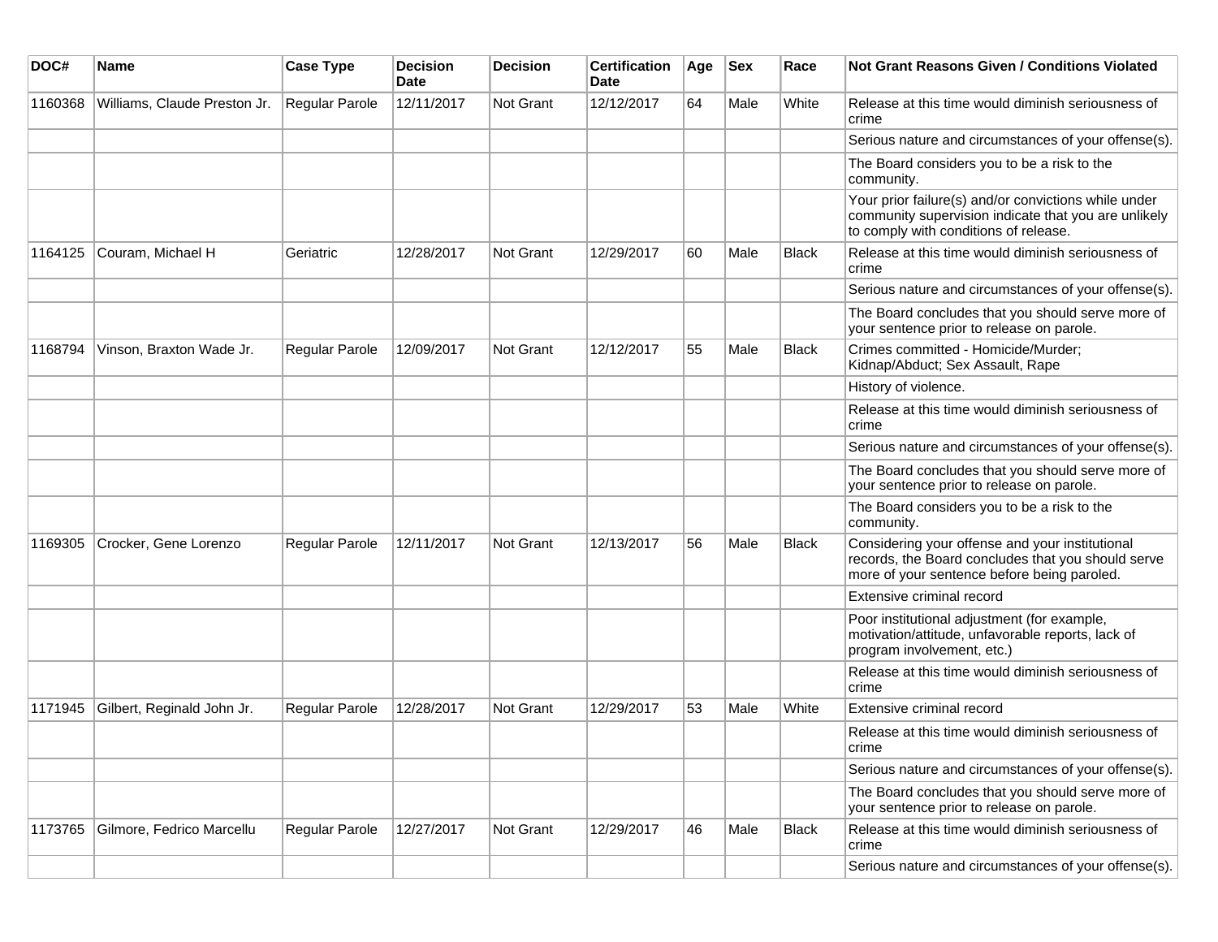| DOC# | Name | Case Type | Decision Date | Decision | Certification Date | Age | Sex | Race | Not Grant Reasons Given / Conditions Violated |
|---|---|---|---|---|---|---|---|---|---|
| 1160368 | Williams, Claude Preston Jr. | Regular Parole | 12/11/2017 | Not Grant | 12/12/2017 | 64 | Male | White | Release at this time would diminish seriousness of crime |
| | | | | | | | | | Serious nature and circumstances of your offense(s). |
| | | | | | | | | | The Board considers you to be a risk to the community. |
| | | | | | | | | | Your prior failure(s) and/or convictions while under community supervision indicate that you are unlikely to comply with conditions of release. |
| 1164125 | Couram, Michael H | Geriatric | 12/28/2017 | Not Grant | 12/29/2017 | 60 | Male | Black | Release at this time would diminish seriousness of crime |
| | | | | | | | | | Serious nature and circumstances of your offense(s). |
| | | | | | | | | | The Board concludes that you should serve more of your sentence prior to release on parole. |
| 1168794 | Vinson, Braxton Wade Jr. | Regular Parole | 12/09/2017 | Not Grant | 12/12/2017 | 55 | Male | Black | Crimes committed - Homicide/Murder; Kidnap/Abduct; Sex Assault, Rape |
| | | | | | | | | | History of violence. |
| | | | | | | | | | Release at this time would diminish seriousness of crime |
| | | | | | | | | | Serious nature and circumstances of your offense(s). |
| | | | | | | | | | The Board concludes that you should serve more of your sentence prior to release on parole. |
| | | | | | | | | | The Board considers you to be a risk to the community. |
| 1169305 | Crocker, Gene Lorenzo | Regular Parole | 12/11/2017 | Not Grant | 12/13/2017 | 56 | Male | Black | Considering your offense and your institutional records, the Board concludes that you should serve more of your sentence before being paroled. |
| | | | | | | | | | Extensive criminal record |
| | | | | | | | | | Poor institutional adjustment (for example, motivation/attitude, unfavorable reports, lack of program involvement, etc.) |
| | | | | | | | | | Release at this time would diminish seriousness of crime |
| 1171945 | Gilbert, Reginald John Jr. | Regular Parole | 12/28/2017 | Not Grant | 12/29/2017 | 53 | Male | White | Extensive criminal record |
| | | | | | | | | | Release at this time would diminish seriousness of crime |
| | | | | | | | | | Serious nature and circumstances of your offense(s). |
| | | | | | | | | | The Board concludes that you should serve more of your sentence prior to release on parole. |
| 1173765 | Gilmore, Fedrico Marcellu | Regular Parole | 12/27/2017 | Not Grant | 12/29/2017 | 46 | Male | Black | Release at this time would diminish seriousness of crime |
| | | | | | | | | | Serious nature and circumstances of your offense(s). |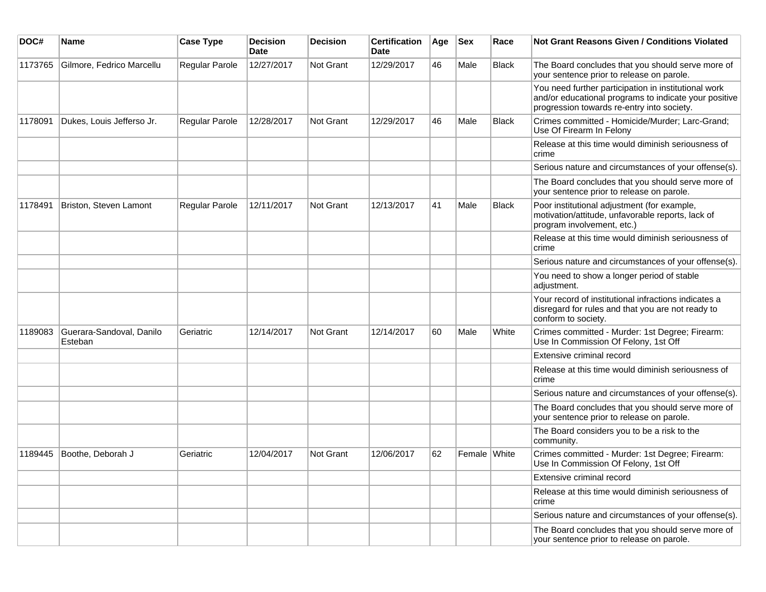| DOC# | Name | Case Type | Decision Date | Decision | Certification Date | Age | Sex | Race | Not Grant Reasons Given / Conditions Violated |
|---|---|---|---|---|---|---|---|---|---|
| 1173765 | Gilmore, Fedrico Marcellu | Regular Parole | 12/27/2017 | Not Grant | 12/29/2017 | 46 | Male | Black | The Board concludes that you should serve more of your sentence prior to release on parole. |
| | | | | | | | | | You need further participation in institutional work and/or educational programs to indicate your positive progression towards re-entry into society. |
| 1178091 | Dukes, Louis Jefferso Jr. | Regular Parole | 12/28/2017 | Not Grant | 12/29/2017 | 46 | Male | Black | Crimes committed - Homicide/Murder; Larc-Grand; Use Of Firearm In Felony |
| | | | | | | | | | Release at this time would diminish seriousness of crime |
| | | | | | | | | | Serious nature and circumstances of your offense(s). |
| | | | | | | | | | The Board concludes that you should serve more of your sentence prior to release on parole. |
| 1178491 | Briston, Steven Lamont | Regular Parole | 12/11/2017 | Not Grant | 12/13/2017 | 41 | Male | Black | Poor institutional adjustment (for example, motivation/attitude, unfavorable reports, lack of program involvement, etc.) |
| | | | | | | | | | Release at this time would diminish seriousness of crime |
| | | | | | | | | | Serious nature and circumstances of your offense(s). |
| | | | | | | | | | You need to show a longer period of stable adjustment. |
| | | | | | | | | | Your record of institutional infractions indicates a disregard for rules and that you are not ready to conform to society. |
| 1189083 | Guerara-Sandoval, Danilo Esteban | Geriatric | 12/14/2017 | Not Grant | 12/14/2017 | 60 | Male | White | Crimes committed - Murder: 1st Degree; Firearm: Use In Commission Of Felony, 1st Off |
| | | | | | | | | | Extensive criminal record |
| | | | | | | | | | Release at this time would diminish seriousness of crime |
| | | | | | | | | | Serious nature and circumstances of your offense(s). |
| | | | | | | | | | The Board concludes that you should serve more of your sentence prior to release on parole. |
| | | | | | | | | | The Board considers you to be a risk to the community. |
| 1189445 | Boothe, Deborah J | Geriatric | 12/04/2017 | Not Grant | 12/06/2017 | 62 | Female | White | Crimes committed - Murder: 1st Degree; Firearm: Use In Commission Of Felony, 1st Off |
| | | | | | | | | | Extensive criminal record |
| | | | | | | | | | Release at this time would diminish seriousness of crime |
| | | | | | | | | | Serious nature and circumstances of your offense(s). |
| | | | | | | | | | The Board concludes that you should serve more of your sentence prior to release on parole. |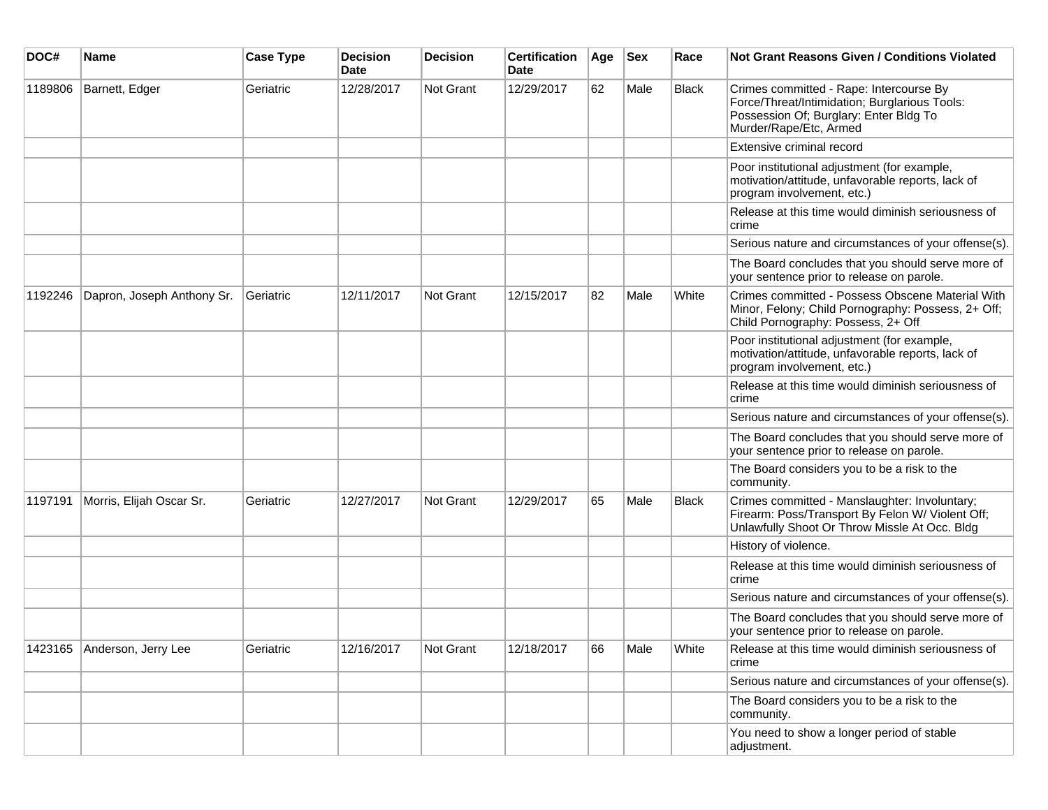| DOC# | Name | Case Type | Decision Date | Decision | Certification Date | Age | Sex | Race | Not Grant Reasons Given / Conditions Violated |
|---|---|---|---|---|---|---|---|---|---|
| 1189806 | Barnett, Edger | Geriatric | 12/28/2017 | Not Grant | 12/29/2017 | 62 | Male | Black | Crimes committed - Rape: Intercourse By Force/Threat/Intimidation; Burglarious Tools: Possession Of; Burglary: Enter Bldg To Murder/Rape/Etc, Armed |
| | | | | | | | | | Extensive criminal record |
| | | | | | | | | | Poor institutional adjustment (for example, motivation/attitude, unfavorable reports, lack of program involvement, etc.) |
| | | | | | | | | | Release at this time would diminish seriousness of crime |
| | | | | | | | | | Serious nature and circumstances of your offense(s). |
| | | | | | | | | | The Board concludes that you should serve more of your sentence prior to release on parole. |
| 1192246 | Dapron, Joseph Anthony Sr. | Geriatric | 12/11/2017 | Not Grant | 12/15/2017 | 82 | Male | White | Crimes committed - Possess Obscene Material With Minor, Felony; Child Pornography: Possess, 2+ Off; Child Pornography: Possess, 2+ Off |
| | | | | | | | | | Poor institutional adjustment (for example, motivation/attitude, unfavorable reports, lack of program involvement, etc.) |
| | | | | | | | | | Release at this time would diminish seriousness of crime |
| | | | | | | | | | Serious nature and circumstances of your offense(s). |
| | | | | | | | | | The Board concludes that you should serve more of your sentence prior to release on parole. |
| | | | | | | | | | The Board considers you to be a risk to the community. |
| 1197191 | Morris, Elijah Oscar Sr. | Geriatric | 12/27/2017 | Not Grant | 12/29/2017 | 65 | Male | Black | Crimes committed - Manslaughter: Involuntary; Firearm: Poss/Transport By Felon W/ Violent Off; Unlawfully Shoot Or Throw Missle At Occ. Bldg |
| | | | | | | | | | History of violence. |
| | | | | | | | | | Release at this time would diminish seriousness of crime |
| | | | | | | | | | Serious nature and circumstances of your offense(s). |
| | | | | | | | | | The Board concludes that you should serve more of your sentence prior to release on parole. |
| 1423165 | Anderson, Jerry Lee | Geriatric | 12/16/2017 | Not Grant | 12/18/2017 | 66 | Male | White | Release at this time would diminish seriousness of crime |
| | | | | | | | | | Serious nature and circumstances of your offense(s). |
| | | | | | | | | | The Board considers you to be a risk to the community. |
| | | | | | | | | | You need to show a longer period of stable adjustment. |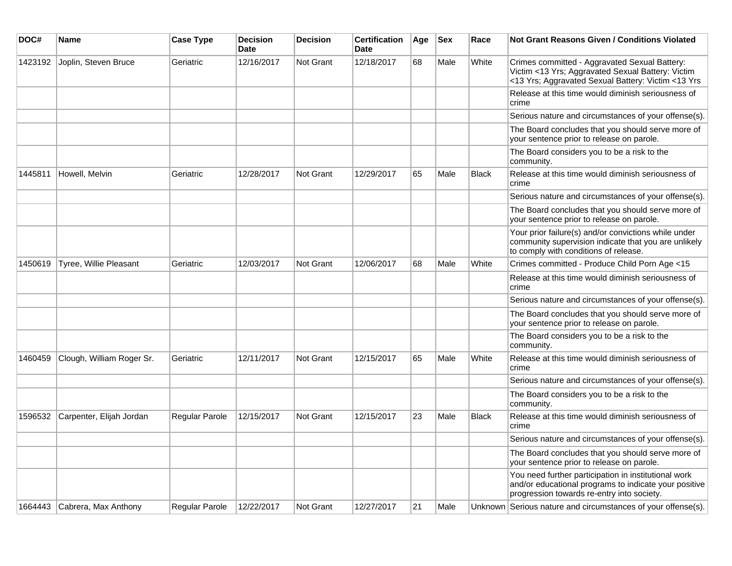| DOC# | Name | Case Type | Decision Date | Decision | Certification Date | Age | Sex | Race | Not Grant Reasons Given / Conditions Violated |
|---|---|---|---|---|---|---|---|---|---|
| 1423192 | Joplin, Steven Bruce | Geriatric | 12/16/2017 | Not Grant | 12/18/2017 | 68 | Male | White | Crimes committed - Aggravated Sexual Battery: Victim <13 Yrs; Aggravated Sexual Battery: Victim <13 Yrs; Aggravated Sexual Battery: Victim <13 Yrs |
| | | | | | | | | | Release at this time would diminish seriousness of crime |
| | | | | | | | | | Serious nature and circumstances of your offense(s). |
| | | | | | | | | | The Board concludes that you should serve more of your sentence prior to release on parole. |
| | | | | | | | | | The Board considers you to be a risk to the community. |
| 1445811 | Howell, Melvin | Geriatric | 12/28/2017 | Not Grant | 12/29/2017 | 65 | Male | Black | Release at this time would diminish seriousness of crime |
| | | | | | | | | | Serious nature and circumstances of your offense(s). |
| | | | | | | | | | The Board concludes that you should serve more of your sentence prior to release on parole. |
| | | | | | | | | | Your prior failure(s) and/or convictions while under community supervision indicate that you are unlikely to comply with conditions of release. |
| 1450619 | Tyree, Willie Pleasant | Geriatric | 12/03/2017 | Not Grant | 12/06/2017 | 68 | Male | White | Crimes committed - Produce Child Porn Age <15 |
| | | | | | | | | | Release at this time would diminish seriousness of crime |
| | | | | | | | | | Serious nature and circumstances of your offense(s). |
| | | | | | | | | | The Board concludes that you should serve more of your sentence prior to release on parole. |
| | | | | | | | | | The Board considers you to be a risk to the community. |
| 1460459 | Clough, William Roger Sr. | Geriatric | 12/11/2017 | Not Grant | 12/15/2017 | 65 | Male | White | Release at this time would diminish seriousness of crime |
| | | | | | | | | | Serious nature and circumstances of your offense(s). |
| | | | | | | | | | The Board considers you to be a risk to the community. |
| 1596532 | Carpenter, Elijah Jordan | Regular Parole | 12/15/2017 | Not Grant | 12/15/2017 | 23 | Male | Black | Release at this time would diminish seriousness of crime |
| | | | | | | | | | Serious nature and circumstances of your offense(s). |
| | | | | | | | | | The Board concludes that you should serve more of your sentence prior to release on parole. |
| | | | | | | | | | You need further participation in institutional work and/or educational programs to indicate your positive progression towards re-entry into society. |
| 1664443 | Cabrera, Max Anthony | Regular Parole | 12/22/2017 | Not Grant | 12/27/2017 | 21 | Male | Unknown | Serious nature and circumstances of your offense(s). |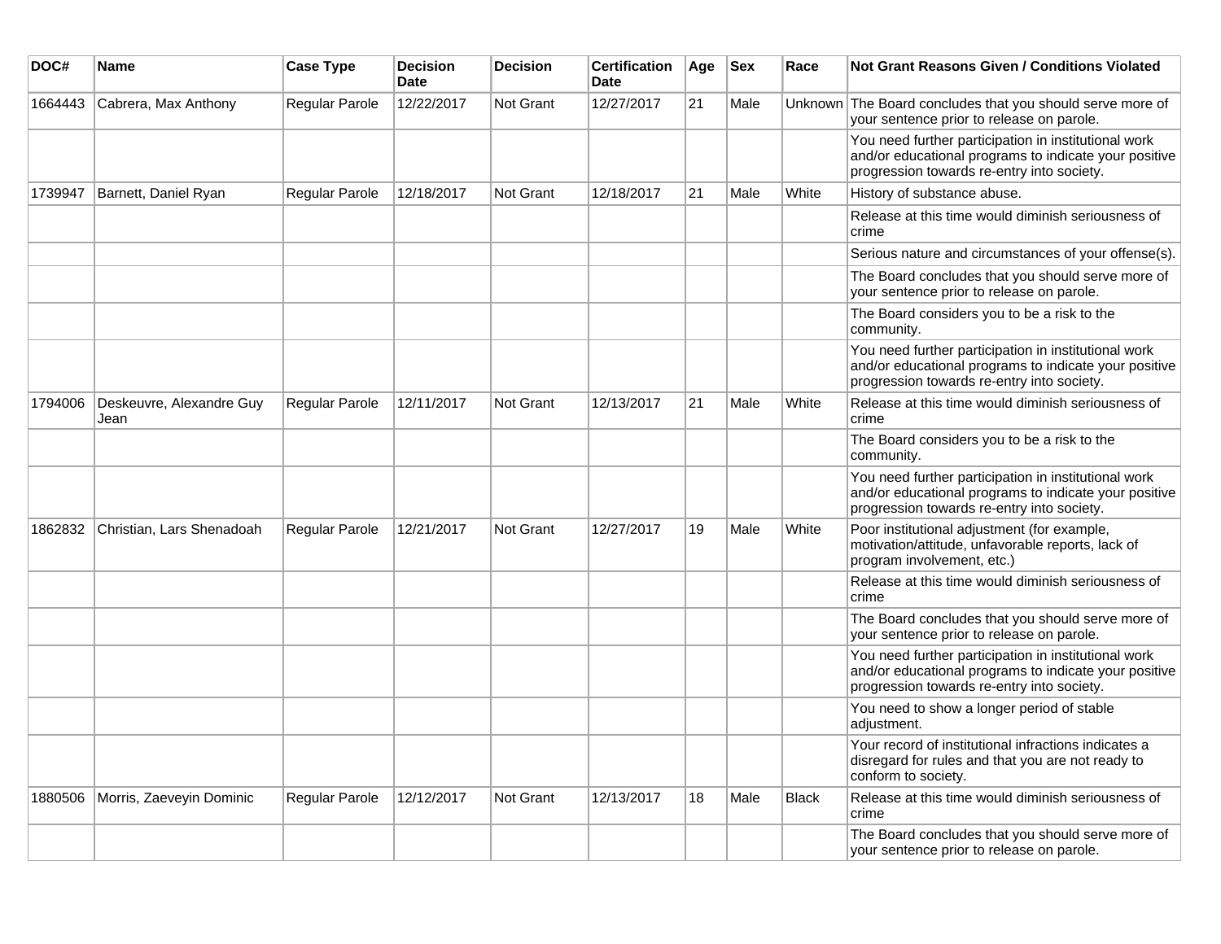| DOC# | Name | Case Type | Decision Date | Decision | Certification Date | Age | Sex | Race | Not Grant Reasons Given / Conditions Violated |
|---|---|---|---|---|---|---|---|---|---|
| 1664443 | Cabrera, Max Anthony | Regular Parole | 12/22/2017 | Not Grant | 12/27/2017 | 21 | Male | Unknown | The Board concludes that you should serve more of your sentence prior to release on parole. |
| | | | | | | | | | You need further participation in institutional work and/or educational programs to indicate your positive progression towards re-entry into society. |
| 1739947 | Barnett, Daniel Ryan | Regular Parole | 12/18/2017 | Not Grant | 12/18/2017 | 21 | Male | White | History of substance abuse. |
| | | | | | | | | | Release at this time would diminish seriousness of crime |
| | | | | | | | | | Serious nature and circumstances of your offense(s). |
| | | | | | | | | | The Board concludes that you should serve more of your sentence prior to release on parole. |
| | | | | | | | | | The Board considers you to be a risk to the community. |
| | | | | | | | | | You need further participation in institutional work and/or educational programs to indicate your positive progression towards re-entry into society. |
| 1794006 | Deskeuvre, Alexandre Guy Jean | Regular Parole | 12/11/2017 | Not Grant | 12/13/2017 | 21 | Male | White | Release at this time would diminish seriousness of crime |
| | | | | | | | | | The Board considers you to be a risk to the community. |
| | | | | | | | | | You need further participation in institutional work and/or educational programs to indicate your positive progression towards re-entry into society. |
| 1862832 | Christian, Lars Shenadoah | Regular Parole | 12/21/2017 | Not Grant | 12/27/2017 | 19 | Male | White | Poor institutional adjustment (for example, motivation/attitude, unfavorable reports, lack of program involvement, etc.) |
| | | | | | | | | | Release at this time would diminish seriousness of crime |
| | | | | | | | | | The Board concludes that you should serve more of your sentence prior to release on parole. |
| | | | | | | | | | You need further participation in institutional work and/or educational programs to indicate your positive progression towards re-entry into society. |
| | | | | | | | | | You need to show a longer period of stable adjustment. |
| | | | | | | | | | Your record of institutional infractions indicates a disregard for rules and that you are not ready to conform to society. |
| 1880506 | Morris, Zaeveyin Dominic | Regular Parole | 12/12/2017 | Not Grant | 12/13/2017 | 18 | Male | Black | Release at this time would diminish seriousness of crime |
| | | | | | | | | | The Board concludes that you should serve more of your sentence prior to release on parole. |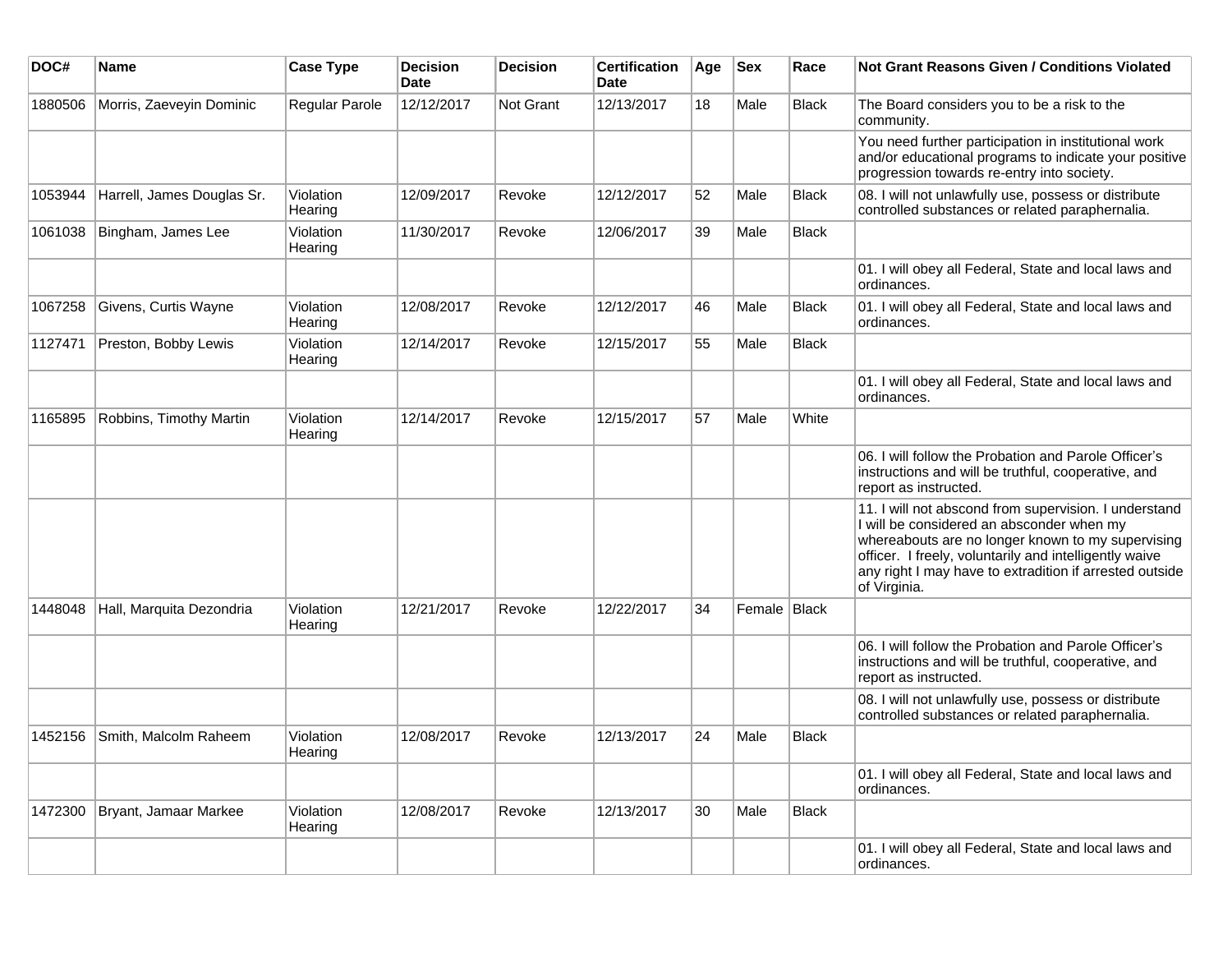| DOC# | Name | Case Type | Decision Date | Decision | Certification Date | Age | Sex | Race | Not Grant Reasons Given / Conditions Violated |
|---|---|---|---|---|---|---|---|---|---|
| 1880506 | Morris, Zaeveyin Dominic | Regular Parole | 12/12/2017 | Not Grant | 12/13/2017 | 18 | Male | Black | The Board considers you to be a risk to the community. |
| | | | | | | | | | You need further participation in institutional work and/or educational programs to indicate your positive progression towards re-entry into society. |
| 1053944 | Harrell, James Douglas Sr. | Violation Hearing | 12/09/2017 | Revoke | 12/12/2017 | 52 | Male | Black | 08. I will not unlawfully use, possess or distribute controlled substances or related paraphernalia. |
| 1061038 | Bingham, James Lee | Violation Hearing | 11/30/2017 | Revoke | 12/06/2017 | 39 | Male | Black | |
| | | | | | | | | | 01. I will obey all Federal, State and local laws and ordinances. |
| 1067258 | Givens, Curtis Wayne | Violation Hearing | 12/08/2017 | Revoke | 12/12/2017 | 46 | Male | Black | 01. I will obey all Federal, State and local laws and ordinances. |
| 1127471 | Preston, Bobby Lewis | Violation Hearing | 12/14/2017 | Revoke | 12/15/2017 | 55 | Male | Black | |
| | | | | | | | | | 01. I will obey all Federal, State and local laws and ordinances. |
| 1165895 | Robbins, Timothy Martin | Violation Hearing | 12/14/2017 | Revoke | 12/15/2017 | 57 | Male | White | |
| | | | | | | | | | 06. I will follow the Probation and Parole Officer's instructions and will be truthful, cooperative, and report as instructed. |
| | | | | | | | | | 11. I will not abscond from supervision. I understand I will be considered an absconder when my whereabouts are no longer known to my supervising officer. I freely, voluntarily and intelligently waive any right I may have to extradition if arrested outside of Virginia. |
| 1448048 | Hall, Marquita Dezondria | Violation Hearing | 12/21/2017 | Revoke | 12/22/2017 | 34 | Female | Black | |
| | | | | | | | | | 06. I will follow the Probation and Parole Officer's instructions and will be truthful, cooperative, and report as instructed. |
| | | | | | | | | | 08. I will not unlawfully use, possess or distribute controlled substances or related paraphernalia. |
| 1452156 | Smith, Malcolm Raheem | Violation Hearing | 12/08/2017 | Revoke | 12/13/2017 | 24 | Male | Black | |
| | | | | | | | | | 01. I will obey all Federal, State and local laws and ordinances. |
| 1472300 | Bryant, Jamaar Markee | Violation Hearing | 12/08/2017 | Revoke | 12/13/2017 | 30 | Male | Black | |
| | | | | | | | | | 01. I will obey all Federal, State and local laws and ordinances. |